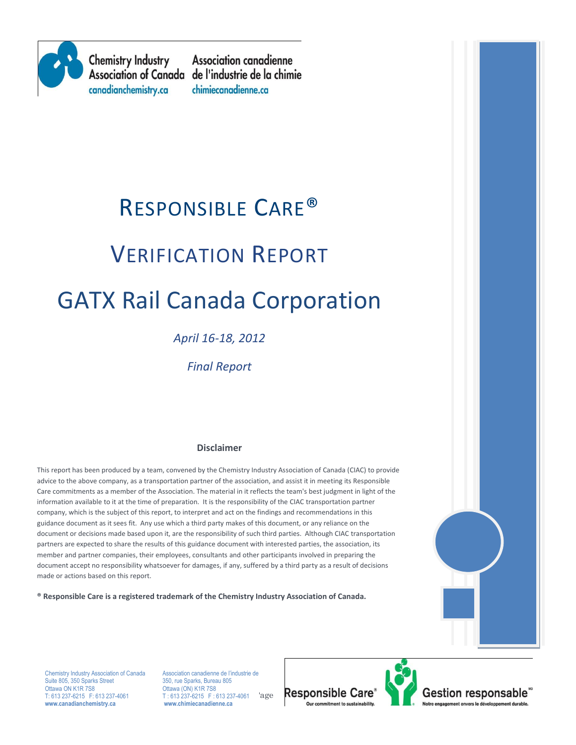Chemistry Industry Association of Canada
canadianchemistry.ca

Association canadienne de l'industrie de la chimie
chimiecanadienne.ca

# RESPONSIBLE CARE®

# VERIFICATION REPORT

# GATX Rail Canada Corporation

*April 16-18, 2012*

*Final Report*

### Disclaimer

This report has been produced by a team, convened by the Chemistry Industry Association of Canada (CIAC) to provide advice to the above company, as a transportation partner of the association, and assist it in meeting its Responsible Care commitments as a member of the Association. The material in it reflects the team's best judgment in light of the information available to it at the time of preparation. It is the responsibility of the CIAC transportation partner company, which is the subject of this report, to interpret and act on the findings and recommendations in this guidance document as it sees fit. Any use which a third party makes of this document, or any reliance on the document or decisions made based upon it, are the responsibility of such third parties. Although CIAC transportation partners are expected to share the results of this guidance document with interested parties, the association, its member and partner companies, their employees, consultants and other participants involved in preparing the document accept no responsibility whatsoever for damages, if any, suffered by a third party as a result of decisions made or actions based on this report.

**® Responsible Care is a registered trademark of the Chemistry Industry Association of Canada.**

Chemistry Industry Association of Canada
Suite 805, 350 Sparks Street
Ottawa ON K1R 7S8
T: 613 237-6215 F: 613 237-4061
**www.canadianchemistry.ca**

Association canadienne de l'industrie de
350, rue Sparks, Bureau 805
Ottawa (ON) K1R 7S8
T : 613 237-6215 F : 613 237-4061
**www.chimiecanadienne.ca**

Responsible Care® Our commitment to sustainability.
Gestion responsable MD Notre engagement envers le développement durable.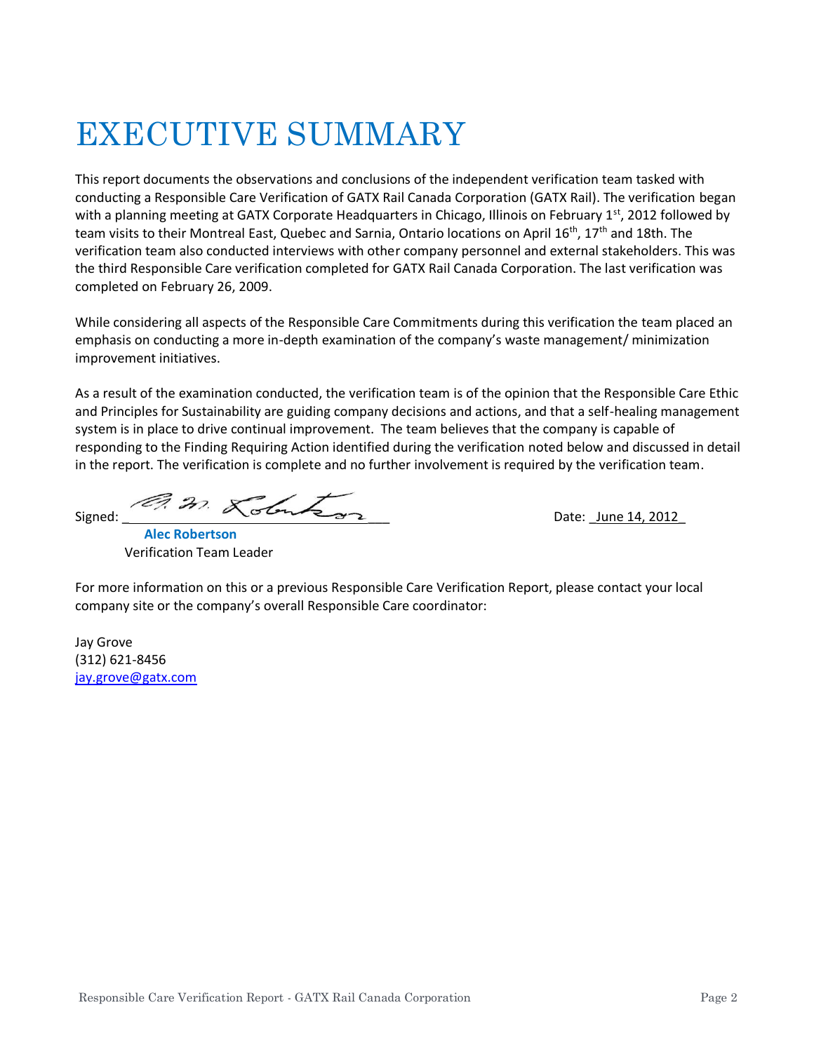# EXECUTIVE SUMMARY

This report documents the observations and conclusions of the independent verification team tasked with conducting a Responsible Care Verification of GATX Rail Canada Corporation (GATX Rail). The verification began with a planning meeting at GATX Corporate Headquarters in Chicago, Illinois on February 1st, 2012 followed by team visits to their Montreal East, Quebec and Sarnia, Ontario locations on April 16th, 17th and 18th. The verification team also conducted interviews with other company personnel and external stakeholders. This was the third Responsible Care verification completed for GATX Rail Canada Corporation. The last verification was completed on February 26, 2009.

While considering all aspects of the Responsible Care Commitments during this verification the team placed an emphasis on conducting a more in-depth examination of the company's waste management/ minimization improvement initiatives.

As a result of the examination conducted, the verification team is of the opinion that the Responsible Care Ethic and Principles for Sustainability are guiding company decisions and actions, and that a self-healing management system is in place to drive continual improvement. The team believes that the company is capable of responding to the Finding Requiring Action identified during the verification noted below and discussed in detail in the report. The verification is complete and no further involvement is required by the verification team.

Signed: A. M. Robertson     Date: June 14, 2012

**Alec Robertson**
Verification Team Leader

For more information on this or a previous Responsible Care Verification Report, please contact your local company site or the company's overall Responsible Care coordinator:

Jay Grove
(312) 621-8456
jay.grove@gatx.com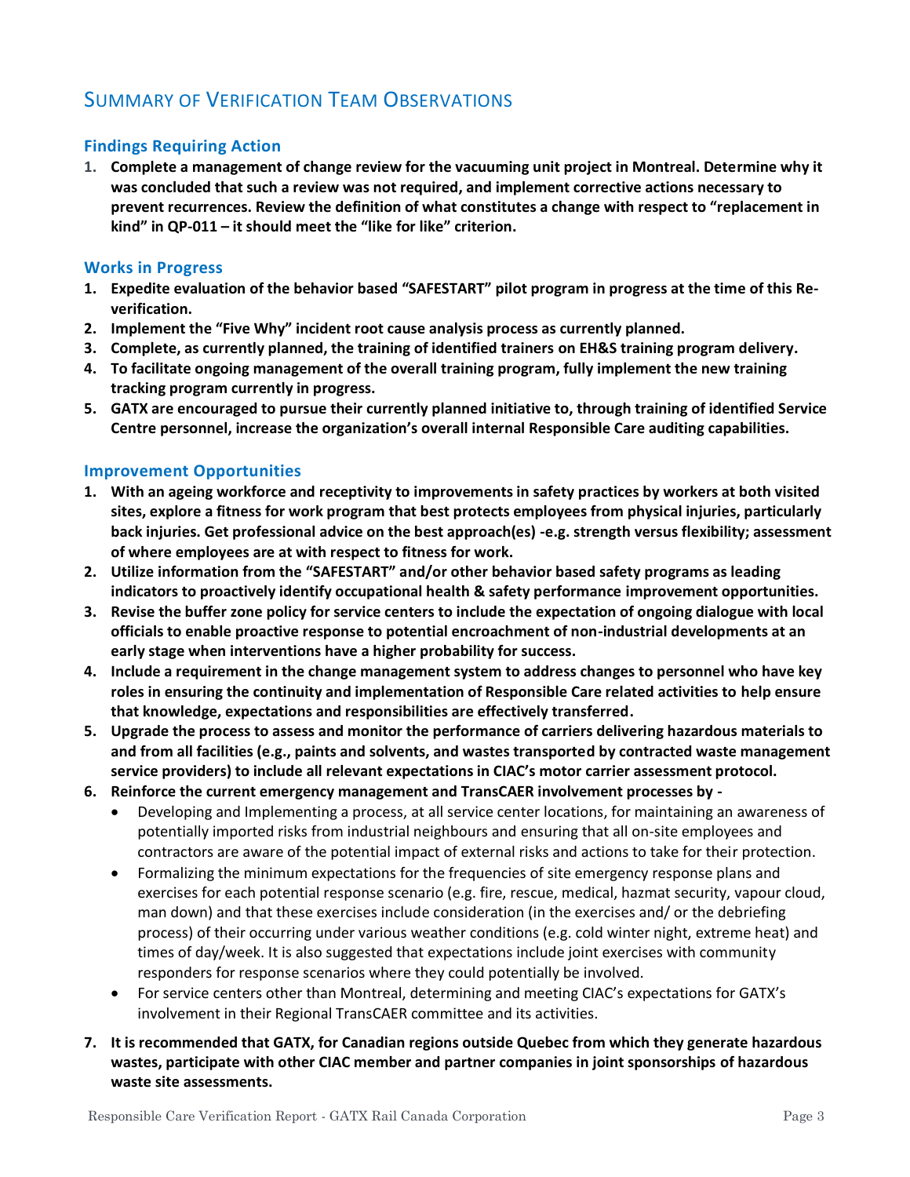## Summary of Verification Team Observations

### Findings Requiring Action

1. **Complete a management of change review for the vacuuming unit project in Montreal. Determine why it was concluded that such a review was not required, and implement corrective actions necessary to prevent recurrences. Review the definition of what constitutes a change with respect to "replacement in kind" in QP-011 – it should meet the "like for like" criterion.**

### Works in Progress

1. **Expedite evaluation of the behavior based "SAFESTART" pilot program in progress at the time of this Re-verification.**
2. **Implement the "Five Why" incident root cause analysis process as currently planned.**
3. **Complete, as currently planned, the training of identified trainers on EH&S training program delivery.**
4. **To facilitate ongoing management of the overall training program, fully implement the new training tracking program currently in progress.**
5. **GATX are encouraged to pursue their currently planned initiative to, through training of identified Service Centre personnel, increase the organization's overall internal Responsible Care auditing capabilities.**

### Improvement Opportunities

1. **With an ageing workforce and receptivity to improvements in safety practices by workers at both visited sites, explore a fitness for work program that best protects employees from physical injuries, particularly back injuries. Get professional advice on the best approach(es) -e.g. strength versus flexibility; assessment of where employees are at with respect to fitness for work.**
2. **Utilize information from the "SAFESTART" and/or other behavior based safety programs as leading indicators to proactively identify occupational health & safety performance improvement opportunities.**
3. **Revise the buffer zone policy for service centers to include the expectation of ongoing dialogue with local officials to enable proactive response to potential encroachment of non-industrial developments at an early stage when interventions have a higher probability for success.**
4. **Include a requirement in the change management system to address changes to personnel who have key roles in ensuring the continuity and implementation of Responsible Care related activities to help ensure that knowledge, expectations and responsibilities are effectively transferred.**
5. **Upgrade the process to assess and monitor the performance of carriers delivering hazardous materials to and from all facilities (e.g., paints and solvents, and wastes transported by contracted waste management service providers) to include all relevant expectations in CIAC's motor carrier assessment protocol.**
6. **Reinforce the current emergency management and TransCAER involvement processes by -**
   - Developing and Implementing a process, at all service center locations, for maintaining an awareness of potentially imported risks from industrial neighbours and ensuring that all on-site employees and contractors are aware of the potential impact of external risks and actions to take for their protection.
   - Formalizing the minimum expectations for the frequencies of site emergency response plans and exercises for each potential response scenario (e.g. fire, rescue, medical, hazmat security, vapour cloud, man down) and that these exercises include consideration (in the exercises and/ or the debriefing process) of their occurring under various weather conditions (e.g. cold winter night, extreme heat) and times of day/week. It is also suggested that expectations include joint exercises with community responders for response scenarios where they could potentially be involved.
   - For service centers other than Montreal, determining and meeting CIAC's expectations for GATX's involvement in their Regional TransCAER committee and its activities.
7. **It is recommended that GATX, for Canadian regions outside Quebec from which they generate hazardous wastes, participate with other CIAC member and partner companies in joint sponsorships of hazardous waste site assessments.**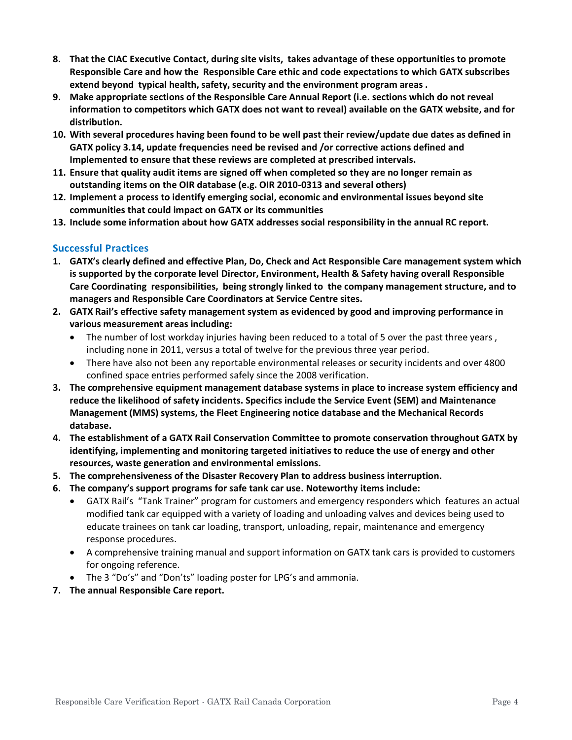8. **That the CIAC Executive Contact, during site visits, takes advantage of these opportunities to promote Responsible Care and how the Responsible Care ethic and code expectations to which GATX subscribes extend beyond typical health, safety, security and the environment program areas .**
9. **Make appropriate sections of the Responsible Care Annual Report (i.e. sections which do not reveal information to competitors which GATX does not want to reveal) available on the GATX website, and for distribution.**
10. **With several procedures having been found to be well past their review/update due dates as defined in GATX policy 3.14, update frequencies need be revised and /or corrective actions defined and Implemented to ensure that these reviews are completed at prescribed intervals.**
11. **Ensure that quality audit items are signed off when completed so they are no longer remain as outstanding items on the OIR database (e.g. OIR 2010-0313 and several others)**
12. **Implement a process to identify emerging social, economic and environmental issues beyond site communities that could impact on GATX or its communities**
13. **Include some information about how GATX addresses social responsibility in the annual RC report.**

## Successful Practices

1. **GATX's clearly defined and effective Plan, Do, Check and Act Responsible Care management system which is supported by the corporate level Director, Environment, Health & Safety having overall Responsible Care Coordinating responsibilities, being strongly linked to the company management structure, and to managers and Responsible Care Coordinators at Service Centre sites.**
2. **GATX Rail's effective safety management system as evidenced by good and improving performance in various measurement areas including:**
   - The number of lost workday injuries having been reduced to a total of 5 over the past three years , including none in 2011, versus a total of twelve for the previous three year period.
   - There have also not been any reportable environmental releases or security incidents and over 4800 confined space entries performed safely since the 2008 verification.
3. **The comprehensive equipment management database systems in place to increase system efficiency and reduce the likelihood of safety incidents. Specifics include the Service Event (SEM) and Maintenance Management (MMS) systems, the Fleet Engineering notice database and the Mechanical Records database.**
4. **The establishment of a GATX Rail Conservation Committee to promote conservation throughout GATX by identifying, implementing and monitoring targeted initiatives to reduce the use of energy and other resources, waste generation and environmental emissions.**
5. **The comprehensiveness of the Disaster Recovery Plan to address business interruption.**
6. **The company's support programs for safe tank car use. Noteworthy items include:**
   - GATX Rail's "Tank Trainer" program for customers and emergency responders which features an actual modified tank car equipped with a variety of loading and unloading valves and devices being used to educate trainees on tank car loading, transport, unloading, repair, maintenance and emergency response procedures.
   - A comprehensive training manual and support information on GATX tank cars is provided to customers for ongoing reference.
   - The 3 "Do's" and "Don'ts" loading poster for LPG's and ammonia.
7. **The annual Responsible Care report.**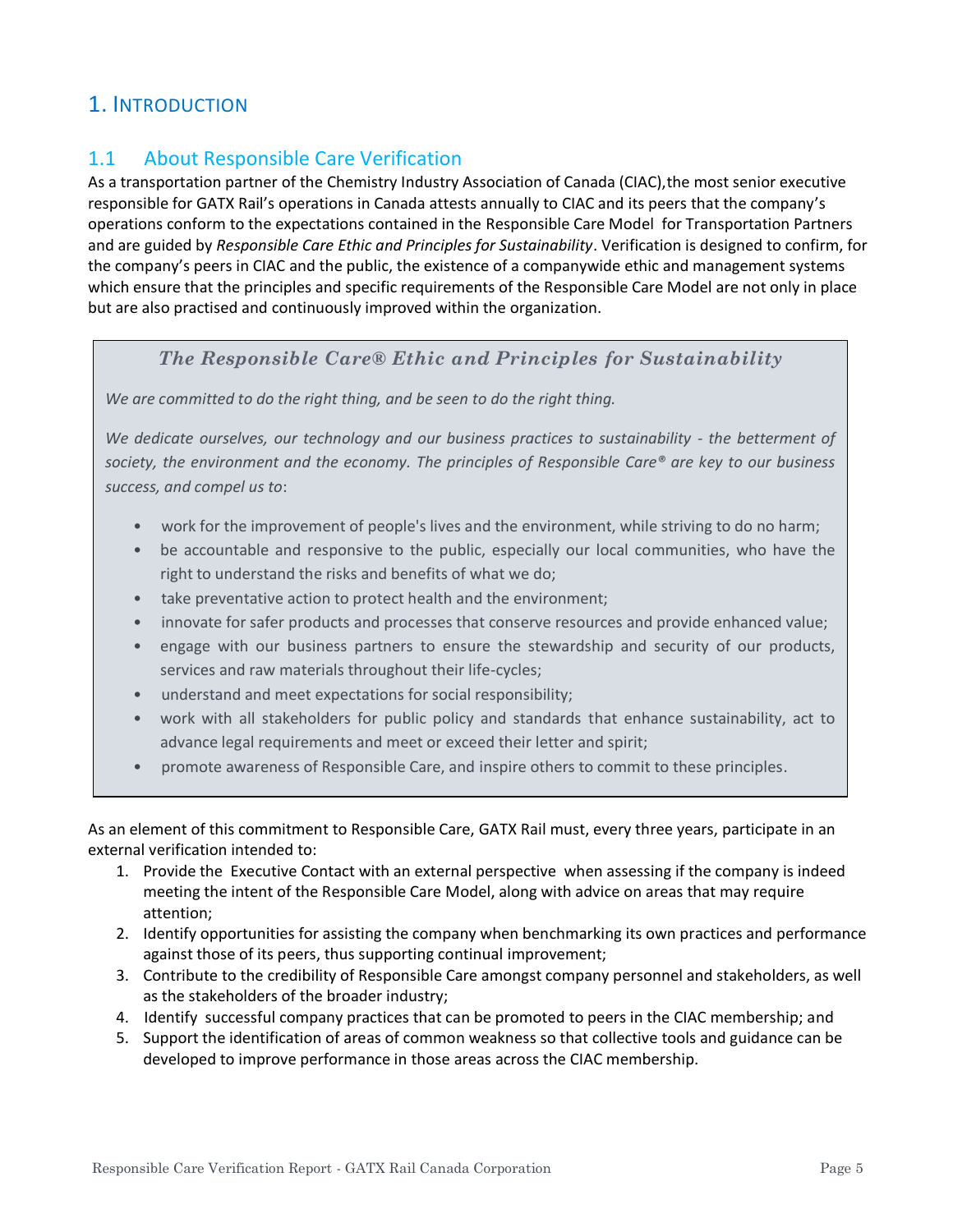# 1. INTRODUCTION

## 1.1 About Responsible Care Verification

As a transportation partner of the Chemistry Industry Association of Canada (CIAC),the most senior executive responsible for GATX Rail's operations in Canada attests annually to CIAC and its peers that the company's operations conform to the expectations contained in the Responsible Care Model for Transportation Partners and are guided by *Responsible Care Ethic and Principles for Sustainability*. Verification is designed to confirm, for the company's peers in CIAC and the public, the existence of a companywide ethic and management systems which ensure that the principles and specific requirements of the Responsible Care Model are not only in place but are also practised and continuously improved within the organization.

> ***The Responsible Care® Ethic and Principles for Sustainability***
>
> *We are committed to do the right thing, and be seen to do the right thing.*
>
> *We dedicate ourselves, our technology and our business practices to sustainability - the betterment of society, the environment and the economy. The principles of Responsible Care® are key to our business success, and compel us to*:
>
> - work for the improvement of people's lives and the environment, while striving to do no harm;
> - be accountable and responsive to the public, especially our local communities, who have the right to understand the risks and benefits of what we do;
> - take preventative action to protect health and the environment;
> - innovate for safer products and processes that conserve resources and provide enhanced value;
> - engage with our business partners to ensure the stewardship and security of our products, services and raw materials throughout their life-cycles;
> - understand and meet expectations for social responsibility;
> - work with all stakeholders for public policy and standards that enhance sustainability, act to advance legal requirements and meet or exceed their letter and spirit;
> - promote awareness of Responsible Care, and inspire others to commit to these principles.

As an element of this commitment to Responsible Care, GATX Rail must, every three years, participate in an external verification intended to:

1. Provide the Executive Contact with an external perspective when assessing if the company is indeed meeting the intent of the Responsible Care Model, along with advice on areas that may require attention;
2. Identify opportunities for assisting the company when benchmarking its own practices and performance against those of its peers, thus supporting continual improvement;
3. Contribute to the credibility of Responsible Care amongst company personnel and stakeholders, as well as the stakeholders of the broader industry;
4. Identify successful company practices that can be promoted to peers in the CIAC membership; and
5. Support the identification of areas of common weakness so that collective tools and guidance can be developed to improve performance in those areas across the CIAC membership.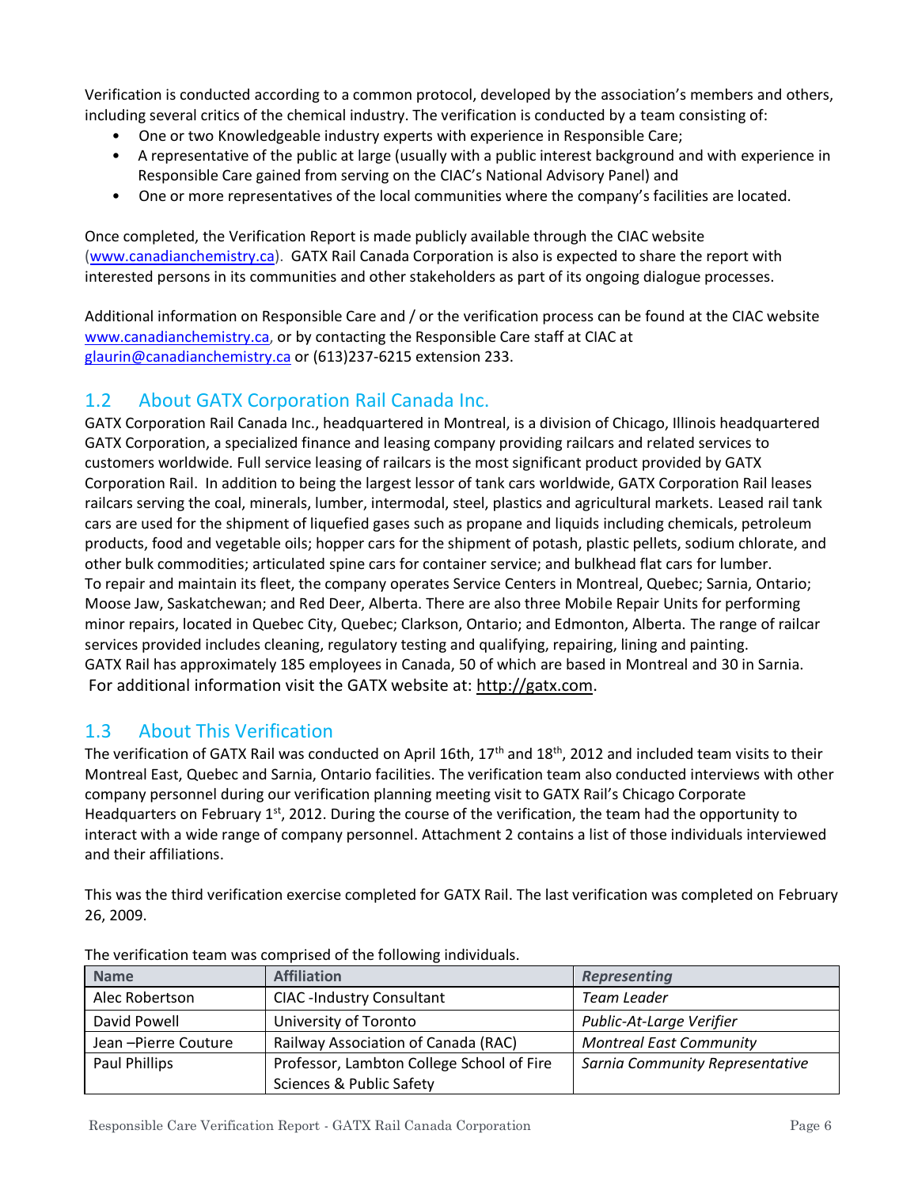Verification is conducted according to a common protocol, developed by the association's members and others, including several critics of the chemical industry. The verification is conducted by a team consisting of:

- One or two Knowledgeable industry experts with experience in Responsible Care;
- A representative of the public at large (usually with a public interest background and with experience in Responsible Care gained from serving on the CIAC's National Advisory Panel) and
- One or more representatives of the local communities where the company's facilities are located.

Once completed, the Verification Report is made publicly available through the CIAC website (www.canadianchemistry.ca). GATX Rail Canada Corporation is also is expected to share the report with interested persons in its communities and other stakeholders as part of its ongoing dialogue processes.

Additional information on Responsible Care and / or the verification process can be found at the CIAC website www.canadianchemistry.ca, or by contacting the Responsible Care staff at CIAC at glaurin@canadianchemistry.ca or (613)237-6215 extension 233.

## 1.2 About GATX Corporation Rail Canada Inc.

GATX Corporation Rail Canada Inc., headquartered in Montreal, is a division of Chicago, Illinois headquartered GATX Corporation, a specialized finance and leasing company providing railcars and related services to customers worldwide. Full service leasing of railcars is the most significant product provided by GATX Corporation Rail. In addition to being the largest lessor of tank cars worldwide, GATX Corporation Rail leases railcars serving the coal, minerals, lumber, intermodal, steel, plastics and agricultural markets. Leased rail tank cars are used for the shipment of liquefied gases such as propane and liquids including chemicals, petroleum products, food and vegetable oils; hopper cars for the shipment of potash, plastic pellets, sodium chlorate, and other bulk commodities; articulated spine cars for container service; and bulkhead flat cars for lumber.
To repair and maintain its fleet, the company operates Service Centers in Montreal, Quebec; Sarnia, Ontario; Moose Jaw, Saskatchewan; and Red Deer, Alberta. There are also three Mobile Repair Units for performing minor repairs, located in Quebec City, Quebec; Clarkson, Ontario; and Edmonton, Alberta. The range of railcar services provided includes cleaning, regulatory testing and qualifying, repairing, lining and painting.
GATX Rail has approximately 185 employees in Canada, 50 of which are based in Montreal and 30 in Sarnia.
For additional information visit the GATX website at: http://gatx.com.

## 1.3 About This Verification

The verification of GATX Rail was conducted on April 16th, 17th and 18th, 2012 and included team visits to their Montreal East, Quebec and Sarnia, Ontario facilities. The verification team also conducted interviews with other company personnel during our verification planning meeting visit to GATX Rail's Chicago Corporate Headquarters on February 1st, 2012. During the course of the verification, the team had the opportunity to interact with a wide range of company personnel. Attachment 2 contains a list of those individuals interviewed and their affiliations.

This was the third verification exercise completed for GATX Rail. The last verification was completed on February 26, 2009.

The verification team was comprised of the following individuals.

| Name | Affiliation | *Representing* |
|---|---|---|
| Alec Robertson | CIAC -Industry Consultant | *Team Leader* |
| David Powell | University of Toronto | *Public-At-Large Verifier* |
| Jean –Pierre Couture | Railway Association of Canada (RAC) | *Montreal East Community* |
| Paul Phillips | Professor, Lambton College School of Fire Sciences & Public Safety | *Sarnia Community Representative* |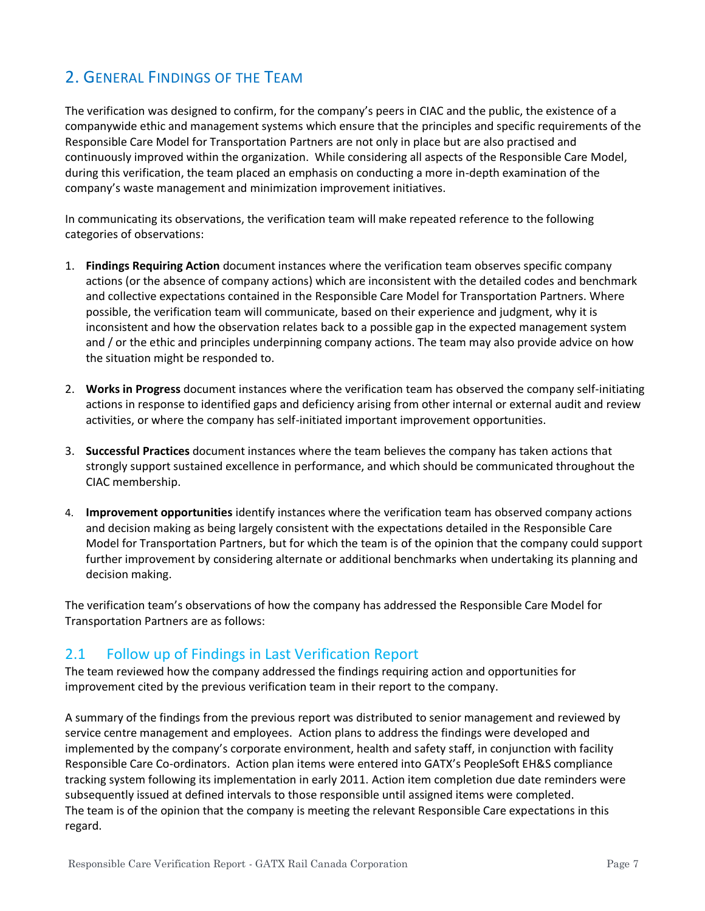## 2. General Findings of the Team

The verification was designed to confirm, for the company's peers in CIAC and the public, the existence of a companywide ethic and management systems which ensure that the principles and specific requirements of the Responsible Care Model for Transportation Partners are not only in place but are also practised and continuously improved within the organization. While considering all aspects of the Responsible Care Model, during this verification, the team placed an emphasis on conducting a more in-depth examination of the company's waste management and minimization improvement initiatives.

In communicating its observations, the verification team will make repeated reference to the following categories of observations:

1. **Findings Requiring Action** document instances where the verification team observes specific company actions (or the absence of company actions) which are inconsistent with the detailed codes and benchmark and collective expectations contained in the Responsible Care Model for Transportation Partners. Where possible, the verification team will communicate, based on their experience and judgment, why it is inconsistent and how the observation relates back to a possible gap in the expected management system and / or the ethic and principles underpinning company actions. The team may also provide advice on how the situation might be responded to.

2. **Works in Progress** document instances where the verification team has observed the company self-initiating actions in response to identified gaps and deficiency arising from other internal or external audit and review activities, or where the company has self-initiated important improvement opportunities.

3. **Successful Practices** document instances where the team believes the company has taken actions that strongly support sustained excellence in performance, and which should be communicated throughout the CIAC membership.

4. **Improvement opportunities** identify instances where the verification team has observed company actions and decision making as being largely consistent with the expectations detailed in the Responsible Care Model for Transportation Partners, but for which the team is of the opinion that the company could support further improvement by considering alternate or additional benchmarks when undertaking its planning and decision making.

The verification team's observations of how the company has addressed the Responsible Care Model for Transportation Partners are as follows:

### 2.1 Follow up of Findings in Last Verification Report

The team reviewed how the company addressed the findings requiring action and opportunities for improvement cited by the previous verification team in their report to the company.

A summary of the findings from the previous report was distributed to senior management and reviewed by service centre management and employees. Action plans to address the findings were developed and implemented by the company's corporate environment, health and safety staff, in conjunction with facility Responsible Care Co-ordinators. Action plan items were entered into GATX's PeopleSoft EH&S compliance tracking system following its implementation in early 2011. Action item completion due date reminders were subsequently issued at defined intervals to those responsible until assigned items were completed.
The team is of the opinion that the company is meeting the relevant Responsible Care expectations in this regard.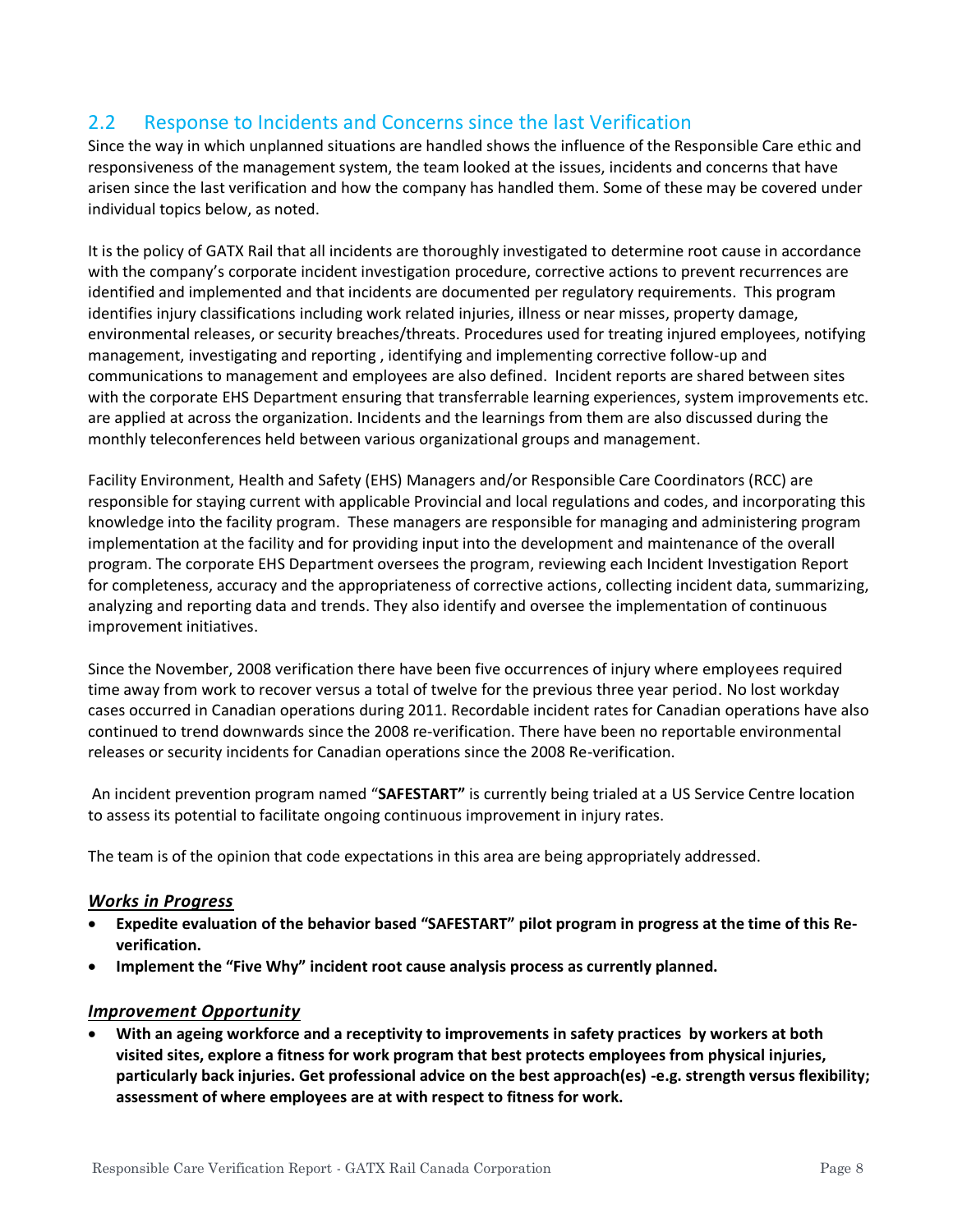## 2.2 Response to Incidents and Concerns since the last Verification

Since the way in which unplanned situations are handled shows the influence of the Responsible Care ethic and responsiveness of the management system, the team looked at the issues, incidents and concerns that have arisen since the last verification and how the company has handled them. Some of these may be covered under individual topics below, as noted.

It is the policy of GATX Rail that all incidents are thoroughly investigated to determine root cause in accordance with the company's corporate incident investigation procedure, corrective actions to prevent recurrences are identified and implemented and that incidents are documented per regulatory requirements. This program identifies injury classifications including work related injuries, illness or near misses, property damage, environmental releases, or security breaches/threats. Procedures used for treating injured employees, notifying management, investigating and reporting , identifying and implementing corrective follow-up and communications to management and employees are also defined. Incident reports are shared between sites with the corporate EHS Department ensuring that transferrable learning experiences, system improvements etc. are applied at across the organization. Incidents and the learnings from them are also discussed during the monthly teleconferences held between various organizational groups and management.

Facility Environment, Health and Safety (EHS) Managers and/or Responsible Care Coordinators (RCC) are responsible for staying current with applicable Provincial and local regulations and codes, and incorporating this knowledge into the facility program. These managers are responsible for managing and administering program implementation at the facility and for providing input into the development and maintenance of the overall program. The corporate EHS Department oversees the program, reviewing each Incident Investigation Report for completeness, accuracy and the appropriateness of corrective actions, collecting incident data, summarizing, analyzing and reporting data and trends. They also identify and oversee the implementation of continuous improvement initiatives.

Since the November, 2008 verification there have been five occurrences of injury where employees required time away from work to recover versus a total of twelve for the previous three year period. No lost workday cases occurred in Canadian operations during 2011. Recordable incident rates for Canadian operations have also continued to trend downwards since the 2008 re-verification. There have been no reportable environmental releases or security incidents for Canadian operations since the 2008 Re-verification.

An incident prevention program named "**SAFESTART**" is currently being trialed at a US Service Centre location to assess its potential to facilitate ongoing continuous improvement in injury rates.

The team is of the opinion that code expectations in this area are being appropriately addressed.

### ***Works in Progress***

- **Expedite evaluation of the behavior based "SAFESTART" pilot program in progress at the time of this Re-verification.**
- **Implement the "Five Why" incident root cause analysis process as currently planned.**

### ***Improvement Opportunity***

- **With an ageing workforce and a receptivity to improvements in safety practices by workers at both visited sites, explore a fitness for work program that best protects employees from physical injuries, particularly back injuries. Get professional advice on the best approach(es) -e.g. strength versus flexibility; assessment of where employees are at with respect to fitness for work.**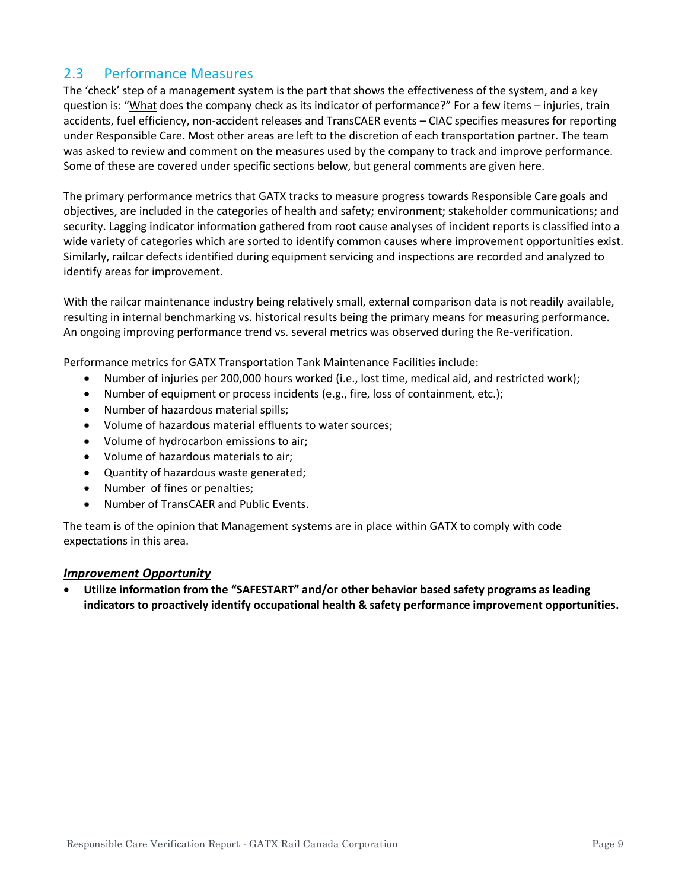## 2.3 Performance Measures

The 'check' step of a management system is the part that shows the effectiveness of the system, and a key question is: "What does the company check as its indicator of performance?" For a few items – injuries, train accidents, fuel efficiency, non-accident releases and TransCAER events – CIAC specifies measures for reporting under Responsible Care. Most other areas are left to the discretion of each transportation partner. The team was asked to review and comment on the measures used by the company to track and improve performance. Some of these are covered under specific sections below, but general comments are given here.

The primary performance metrics that GATX tracks to measure progress towards Responsible Care goals and objectives, are included in the categories of health and safety; environment; stakeholder communications; and security. Lagging indicator information gathered from root cause analyses of incident reports is classified into a wide variety of categories which are sorted to identify common causes where improvement opportunities exist. Similarly, railcar defects identified during equipment servicing and inspections are recorded and analyzed to identify areas for improvement.

With the railcar maintenance industry being relatively small, external comparison data is not readily available, resulting in internal benchmarking vs. historical results being the primary means for measuring performance. An ongoing improving performance trend vs. several metrics was observed during the Re-verification.

Performance metrics for GATX Transportation Tank Maintenance Facilities include:

- Number of injuries per 200,000 hours worked (i.e., lost time, medical aid, and restricted work);
- Number of equipment or process incidents (e.g., fire, loss of containment, etc.);
- Number of hazardous material spills;
- Volume of hazardous material effluents to water sources;
- Volume of hydrocarbon emissions to air;
- Volume of hazardous materials to air;
- Quantity of hazardous waste generated;
- Number of fines or penalties;
- Number of TransCAER and Public Events.

The team is of the opinion that Management systems are in place within GATX to comply with code expectations in this area.

***Improvement Opportunity***

- **Utilize information from the "SAFESTART" and/or other behavior based safety programs as leading indicators to proactively identify occupational health & safety performance improvement opportunities.**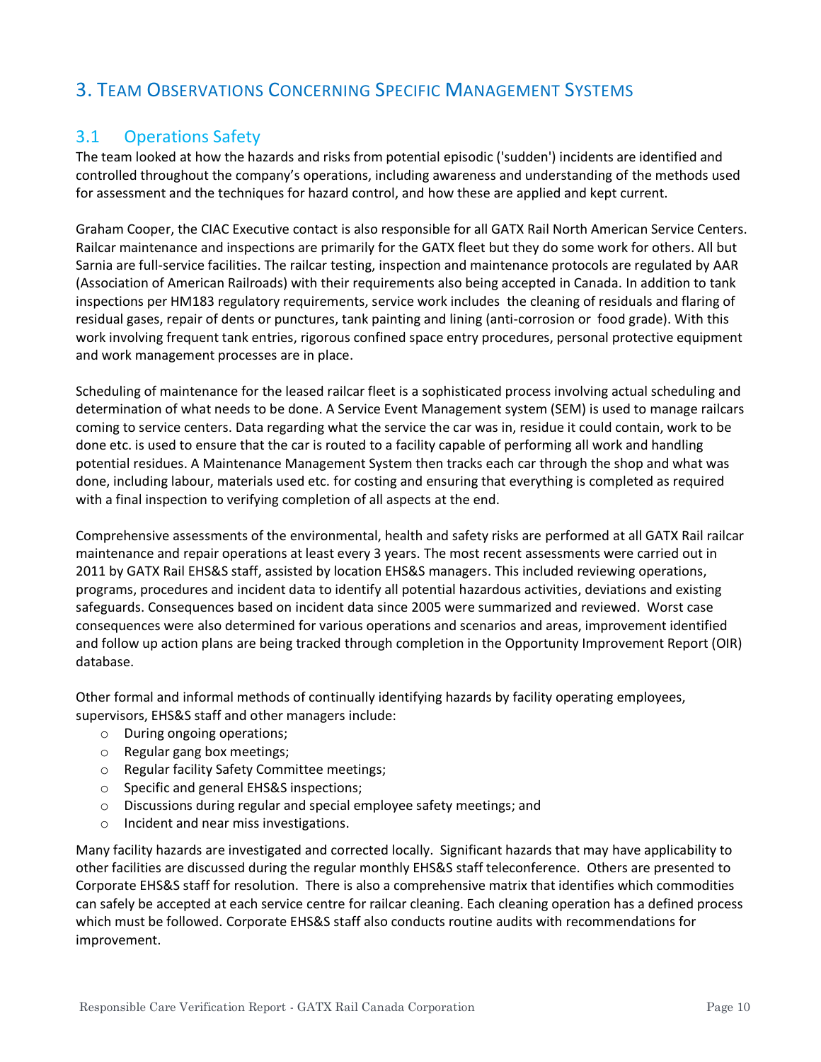# 3. Team Observations Concerning Specific Management Systems

## 3.1 Operations Safety

The team looked at how the hazards and risks from potential episodic ('sudden') incidents are identified and controlled throughout the company's operations, including awareness and understanding of the methods used for assessment and the techniques for hazard control, and how these are applied and kept current.

Graham Cooper, the CIAC Executive contact is also responsible for all GATX Rail North American Service Centers. Railcar maintenance and inspections are primarily for the GATX fleet but they do some work for others. All but Sarnia are full-service facilities. The railcar testing, inspection and maintenance protocols are regulated by AAR (Association of American Railroads) with their requirements also being accepted in Canada. In addition to tank inspections per HM183 regulatory requirements, service work includes the cleaning of residuals and flaring of residual gases, repair of dents or punctures, tank painting and lining (anti-corrosion or food grade). With this work involving frequent tank entries, rigorous confined space entry procedures, personal protective equipment and work management processes are in place.

Scheduling of maintenance for the leased railcar fleet is a sophisticated process involving actual scheduling and determination of what needs to be done. A Service Event Management system (SEM) is used to manage railcars coming to service centers. Data regarding what the service the car was in, residue it could contain, work to be done etc. is used to ensure that the car is routed to a facility capable of performing all work and handling potential residues. A Maintenance Management System then tracks each car through the shop and what was done, including labour, materials used etc. for costing and ensuring that everything is completed as required with a final inspection to verifying completion of all aspects at the end.

Comprehensive assessments of the environmental, health and safety risks are performed at all GATX Rail railcar maintenance and repair operations at least every 3 years. The most recent assessments were carried out in 2011 by GATX Rail EHS&S staff, assisted by location EHS&S managers. This included reviewing operations, programs, procedures and incident data to identify all potential hazardous activities, deviations and existing safeguards. Consequences based on incident data since 2005 were summarized and reviewed. Worst case consequences were also determined for various operations and scenarios and areas, improvement identified and follow up action plans are being tracked through completion in the Opportunity Improvement Report (OIR) database.

Other formal and informal methods of continually identifying hazards by facility operating employees, supervisors, EHS&S staff and other managers include:

- During ongoing operations;
- Regular gang box meetings;
- Regular facility Safety Committee meetings;
- Specific and general EHS&S inspections;
- Discussions during regular and special employee safety meetings; and
- Incident and near miss investigations.

Many facility hazards are investigated and corrected locally. Significant hazards that may have applicability to other facilities are discussed during the regular monthly EHS&S staff teleconference. Others are presented to Corporate EHS&S staff for resolution. There is also a comprehensive matrix that identifies which commodities can safely be accepted at each service centre for railcar cleaning. Each cleaning operation has a defined process which must be followed. Corporate EHS&S staff also conducts routine audits with recommendations for improvement.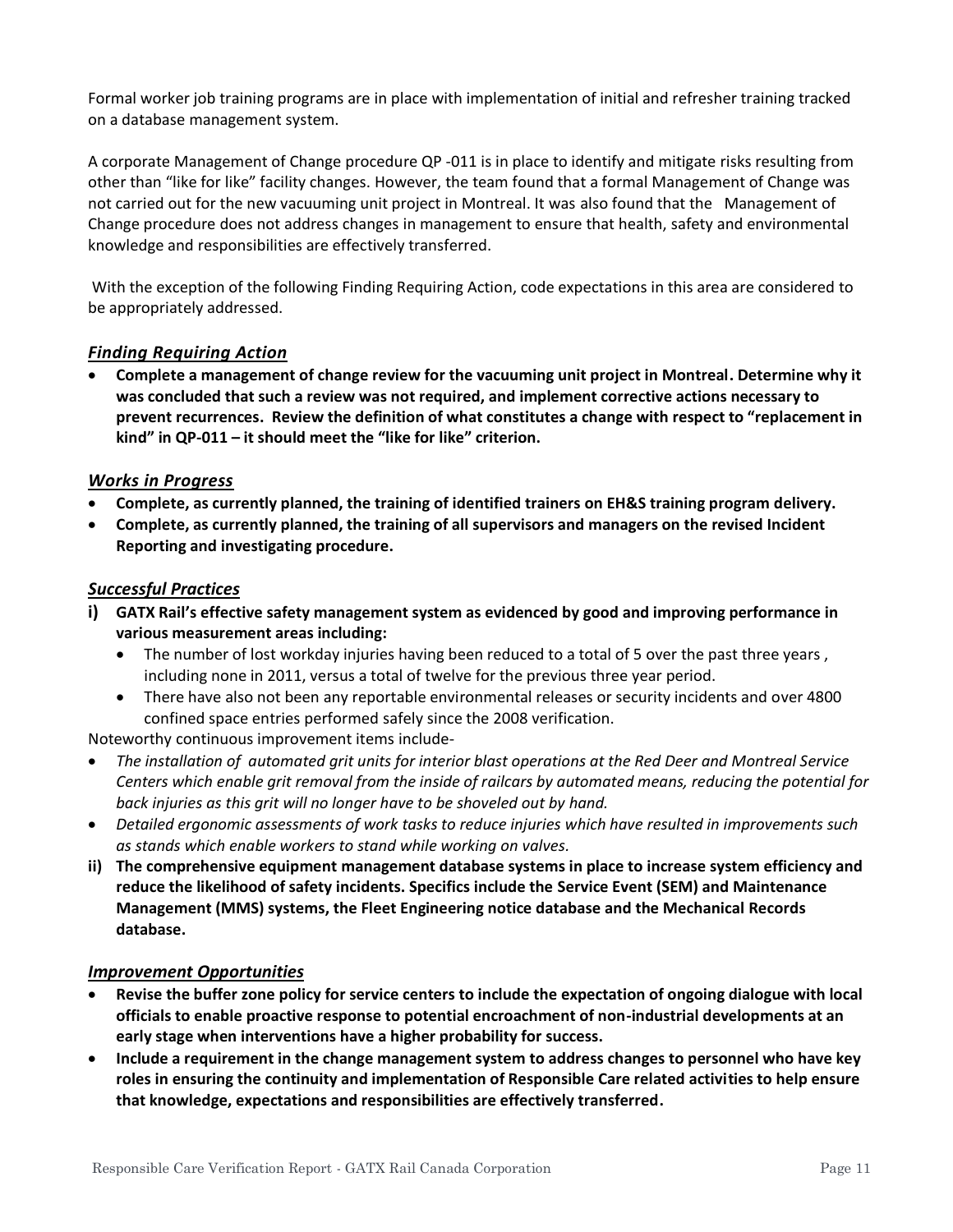Formal worker job training programs are in place with implementation of initial and refresher training tracked on a database management system.

A corporate Management of Change procedure QP -011 is in place to identify and mitigate risks resulting from other than "like for like" facility changes. However, the team found that a formal Management of Change was not carried out for the new vacuuming unit project in Montreal. It was also found that the Management of Change procedure does not address changes in management to ensure that health, safety and environmental knowledge and responsibilities are effectively transferred.

With the exception of the following Finding Requiring Action, code expectations in this area are considered to be appropriately addressed.

### ***Finding Requiring Action***

- **Complete a management of change review for the vacuuming unit project in Montreal. Determine why it was concluded that such a review was not required, and implement corrective actions necessary to prevent recurrences. Review the definition of what constitutes a change with respect to "replacement in kind" in QP-011 – it should meet the "like for like" criterion.**

### ***Works in Progress***

- **Complete, as currently planned, the training of identified trainers on EH&S training program delivery.**
- **Complete, as currently planned, the training of all supervisors and managers on the revised Incident Reporting and investigating procedure.**

### ***Successful Practices***

**i) GATX Rail's effective safety management system as evidenced by good and improving performance in various measurement areas including:**
   - The number of lost workday injuries having been reduced to a total of 5 over the past three years , including none in 2011, versus a total of twelve for the previous three year period.
   - There have also not been any reportable environmental releases or security incidents and over 4800 confined space entries performed safely since the 2008 verification.

Noteworthy continuous improvement items include-

- *The installation of automated grit units for interior blast operations at the Red Deer and Montreal Service Centers which enable grit removal from the inside of railcars by automated means, reducing the potential for back injuries as this grit will no longer have to be shoveled out by hand.*
- *Detailed ergonomic assessments of work tasks to reduce injuries which have resulted in improvements such as stands which enable workers to stand while working on valves.*

**ii) The comprehensive equipment management database systems in place to increase system efficiency and reduce the likelihood of safety incidents. Specifics include the Service Event (SEM) and Maintenance Management (MMS) systems, the Fleet Engineering notice database and the Mechanical Records database.**

### ***Improvement Opportunities***

- **Revise the buffer zone policy for service centers to include the expectation of ongoing dialogue with local officials to enable proactive response to potential encroachment of non-industrial developments at an early stage when interventions have a higher probability for success.**
- **Include a requirement in the change management system to address changes to personnel who have key roles in ensuring the continuity and implementation of Responsible Care related activities to help ensure that knowledge, expectations and responsibilities are effectively transferred.**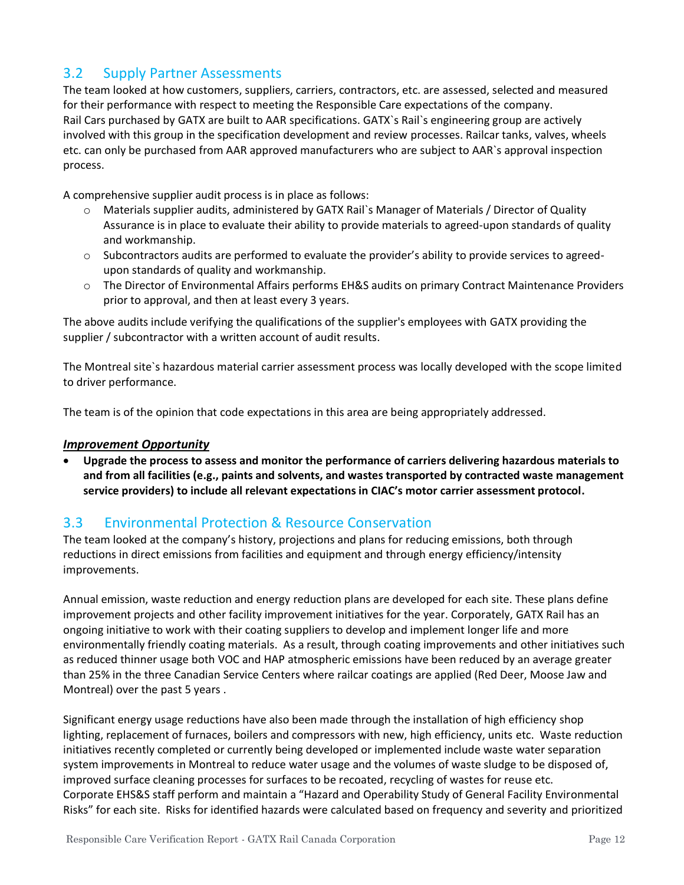## 3.2 Supply Partner Assessments

The team looked at how customers, suppliers, carriers, contractors, etc. are assessed, selected and measured for their performance with respect to meeting the Responsible Care expectations of the company. Rail Cars purchased by GATX are built to AAR specifications. GATX`s Rail`s engineering group are actively involved with this group in the specification development and review processes. Railcar tanks, valves, wheels etc. can only be purchased from AAR approved manufacturers who are subject to AAR`s approval inspection process.

A comprehensive supplier audit process is in place as follows:

- Materials supplier audits, administered by GATX Rail`s Manager of Materials / Director of Quality Assurance is in place to evaluate their ability to provide materials to agreed-upon standards of quality and workmanship.
- Subcontractors audits are performed to evaluate the provider's ability to provide services to agreed-upon standards of quality and workmanship.
- The Director of Environmental Affairs performs EH&S audits on primary Contract Maintenance Providers prior to approval, and then at least every 3 years.

The above audits include verifying the qualifications of the supplier's employees with GATX providing the supplier / subcontractor with a written account of audit results.

The Montreal site`s hazardous material carrier assessment process was locally developed with the scope limited to driver performance.

The team is of the opinion that code expectations in this area are being appropriately addressed.

***Improvement Opportunity***

- **Upgrade the process to assess and monitor the performance of carriers delivering hazardous materials to and from all facilities (e.g., paints and solvents, and wastes transported by contracted waste management service providers) to include all relevant expectations in CIAC's motor carrier assessment protocol.**

## 3.3 Environmental Protection & Resource Conservation

The team looked at the company's history, projections and plans for reducing emissions, both through reductions in direct emissions from facilities and equipment and through energy efficiency/intensity improvements.

Annual emission, waste reduction and energy reduction plans are developed for each site. These plans define improvement projects and other facility improvement initiatives for the year. Corporately, GATX Rail has an ongoing initiative to work with their coating suppliers to develop and implement longer life and more environmentally friendly coating materials. As a result, through coating improvements and other initiatives such as reduced thinner usage both VOC and HAP atmospheric emissions have been reduced by an average greater than 25% in the three Canadian Service Centers where railcar coatings are applied (Red Deer, Moose Jaw and Montreal) over the past 5 years .

Significant energy usage reductions have also been made through the installation of high efficiency shop lighting, replacement of furnaces, boilers and compressors with new, high efficiency, units etc. Waste reduction initiatives recently completed or currently being developed or implemented include waste water separation system improvements in Montreal to reduce water usage and the volumes of waste sludge to be disposed of, improved surface cleaning processes for surfaces to be recoated, recycling of wastes for reuse etc. Corporate EHS&S staff perform and maintain a "Hazard and Operability Study of General Facility Environmental Risks" for each site. Risks for identified hazards were calculated based on frequency and severity and prioritized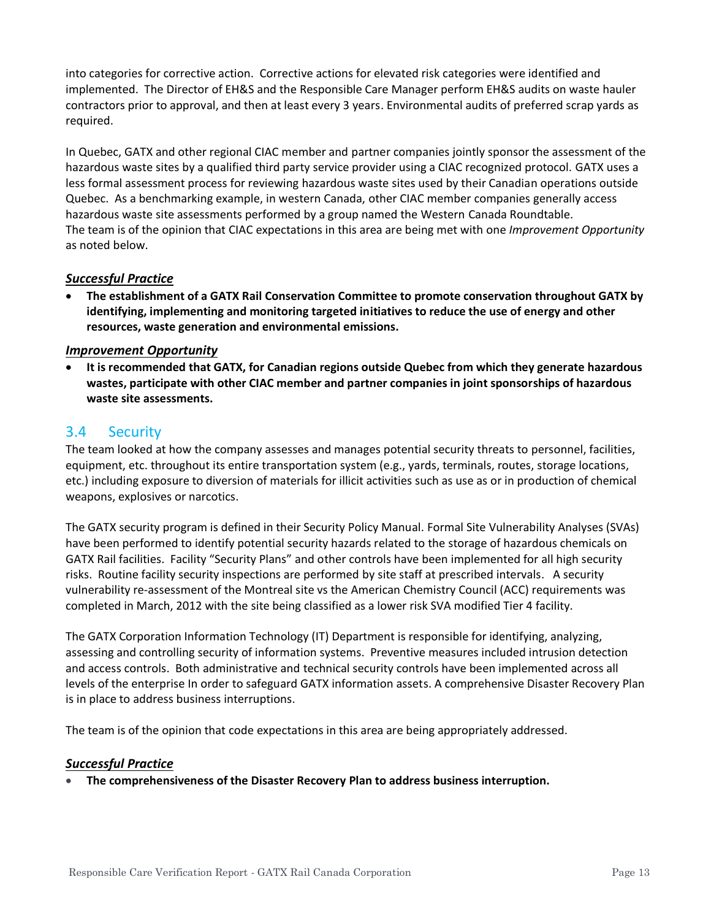into categories for corrective action. Corrective actions for elevated risk categories were identified and implemented. The Director of EH&S and the Responsible Care Manager perform EH&S audits on waste hauler contractors prior to approval, and then at least every 3 years. Environmental audits of preferred scrap yards as required.

In Quebec, GATX and other regional CIAC member and partner companies jointly sponsor the assessment of the hazardous waste sites by a qualified third party service provider using a CIAC recognized protocol. GATX uses a less formal assessment process for reviewing hazardous waste sites used by their Canadian operations outside Quebec. As a benchmarking example, in western Canada, other CIAC member companies generally access hazardous waste site assessments performed by a group named the Western Canada Roundtable.
The team is of the opinion that CIAC expectations in this area are being met with one *Improvement Opportunity* as noted below.

***Successful Practice***

- **The establishment of a GATX Rail Conservation Committee to promote conservation throughout GATX by identifying, implementing and monitoring targeted initiatives to reduce the use of energy and other resources, waste generation and environmental emissions.**

***Improvement Opportunity***

- **It is recommended that GATX, for Canadian regions outside Quebec from which they generate hazardous wastes, participate with other CIAC member and partner companies in joint sponsorships of hazardous waste site assessments.**

## 3.4 Security

The team looked at how the company assesses and manages potential security threats to personnel, facilities, equipment, etc. throughout its entire transportation system (e.g., yards, terminals, routes, storage locations, etc.) including exposure to diversion of materials for illicit activities such as use as or in production of chemical weapons, explosives or narcotics.

The GATX security program is defined in their Security Policy Manual. Formal Site Vulnerability Analyses (SVAs) have been performed to identify potential security hazards related to the storage of hazardous chemicals on GATX Rail facilities. Facility "Security Plans" and other controls have been implemented for all high security risks. Routine facility security inspections are performed by site staff at prescribed intervals. A security vulnerability re-assessment of the Montreal site vs the American Chemistry Council (ACC) requirements was completed in March, 2012 with the site being classified as a lower risk SVA modified Tier 4 facility.

The GATX Corporation Information Technology (IT) Department is responsible for identifying, analyzing, assessing and controlling security of information systems. Preventive measures included intrusion detection and access controls. Both administrative and technical security controls have been implemented across all levels of the enterprise In order to safeguard GATX information assets. A comprehensive Disaster Recovery Plan is in place to address business interruptions.

The team is of the opinion that code expectations in this area are being appropriately addressed.

***Successful Practice***

- **The comprehensiveness of the Disaster Recovery Plan to address business interruption.**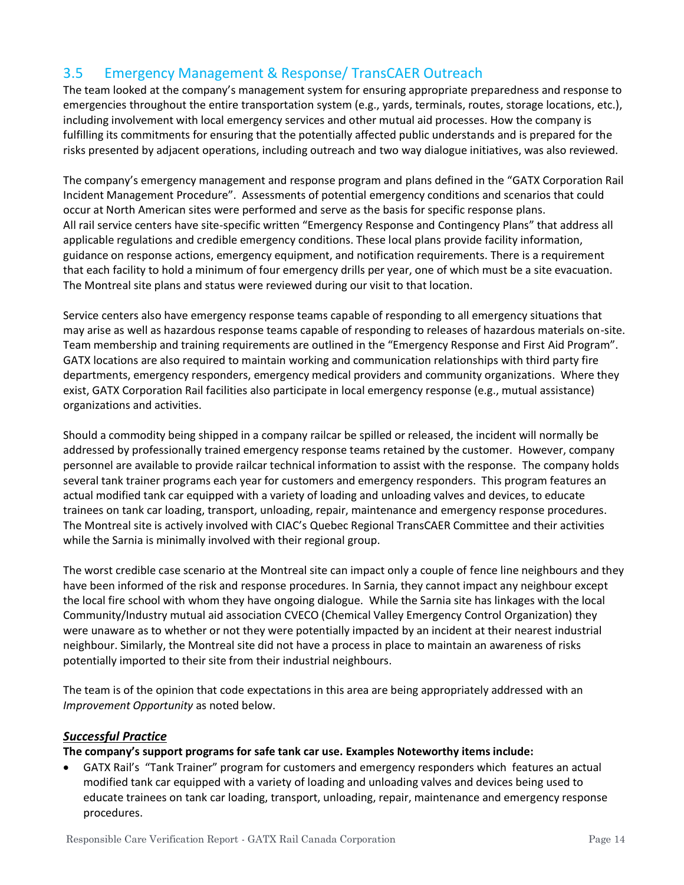## 3.5 Emergency Management & Response/ TransCAER Outreach

The team looked at the company's management system for ensuring appropriate preparedness and response to emergencies throughout the entire transportation system (e.g., yards, terminals, routes, storage locations, etc.), including involvement with local emergency services and other mutual aid processes. How the company is fulfilling its commitments for ensuring that the potentially affected public understands and is prepared for the risks presented by adjacent operations, including outreach and two way dialogue initiatives, was also reviewed.

The company's emergency management and response program and plans defined in the "GATX Corporation Rail Incident Management Procedure". Assessments of potential emergency conditions and scenarios that could occur at North American sites were performed and serve as the basis for specific response plans. All rail service centers have site-specific written "Emergency Response and Contingency Plans" that address all applicable regulations and credible emergency conditions. These local plans provide facility information, guidance on response actions, emergency equipment, and notification requirements. There is a requirement that each facility to hold a minimum of four emergency drills per year, one of which must be a site evacuation. The Montreal site plans and status were reviewed during our visit to that location.

Service centers also have emergency response teams capable of responding to all emergency situations that may arise as well as hazardous response teams capable of responding to releases of hazardous materials on-site. Team membership and training requirements are outlined in the "Emergency Response and First Aid Program". GATX locations are also required to maintain working and communication relationships with third party fire departments, emergency responders, emergency medical providers and community organizations. Where they exist, GATX Corporation Rail facilities also participate in local emergency response (e.g., mutual assistance) organizations and activities.

Should a commodity being shipped in a company railcar be spilled or released, the incident will normally be addressed by professionally trained emergency response teams retained by the customer. However, company personnel are available to provide railcar technical information to assist with the response. The company holds several tank trainer programs each year for customers and emergency responders. This program features an actual modified tank car equipped with a variety of loading and unloading valves and devices, to educate trainees on tank car loading, transport, unloading, repair, maintenance and emergency response procedures. The Montreal site is actively involved with CIAC's Quebec Regional TransCAER Committee and their activities while the Sarnia is minimally involved with their regional group.

The worst credible case scenario at the Montreal site can impact only a couple of fence line neighbours and they have been informed of the risk and response procedures. In Sarnia, they cannot impact any neighbour except the local fire school with whom they have ongoing dialogue. While the Sarnia site has linkages with the local Community/Industry mutual aid association CVECO (Chemical Valley Emergency Control Organization) they were unaware as to whether or not they were potentially impacted by an incident at their nearest industrial neighbour. Similarly, the Montreal site did not have a process in place to maintain an awareness of risks potentially imported to their site from their industrial neighbours.

The team is of the opinion that code expectations in this area are being appropriately addressed with an *Improvement Opportunity* as noted below.

### ***Successful Practice***

**The company's support programs for safe tank car use. Examples Noteworthy items include:**

- GATX Rail's "Tank Trainer" program for customers and emergency responders which features an actual modified tank car equipped with a variety of loading and unloading valves and devices being used to educate trainees on tank car loading, transport, unloading, repair, maintenance and emergency response procedures.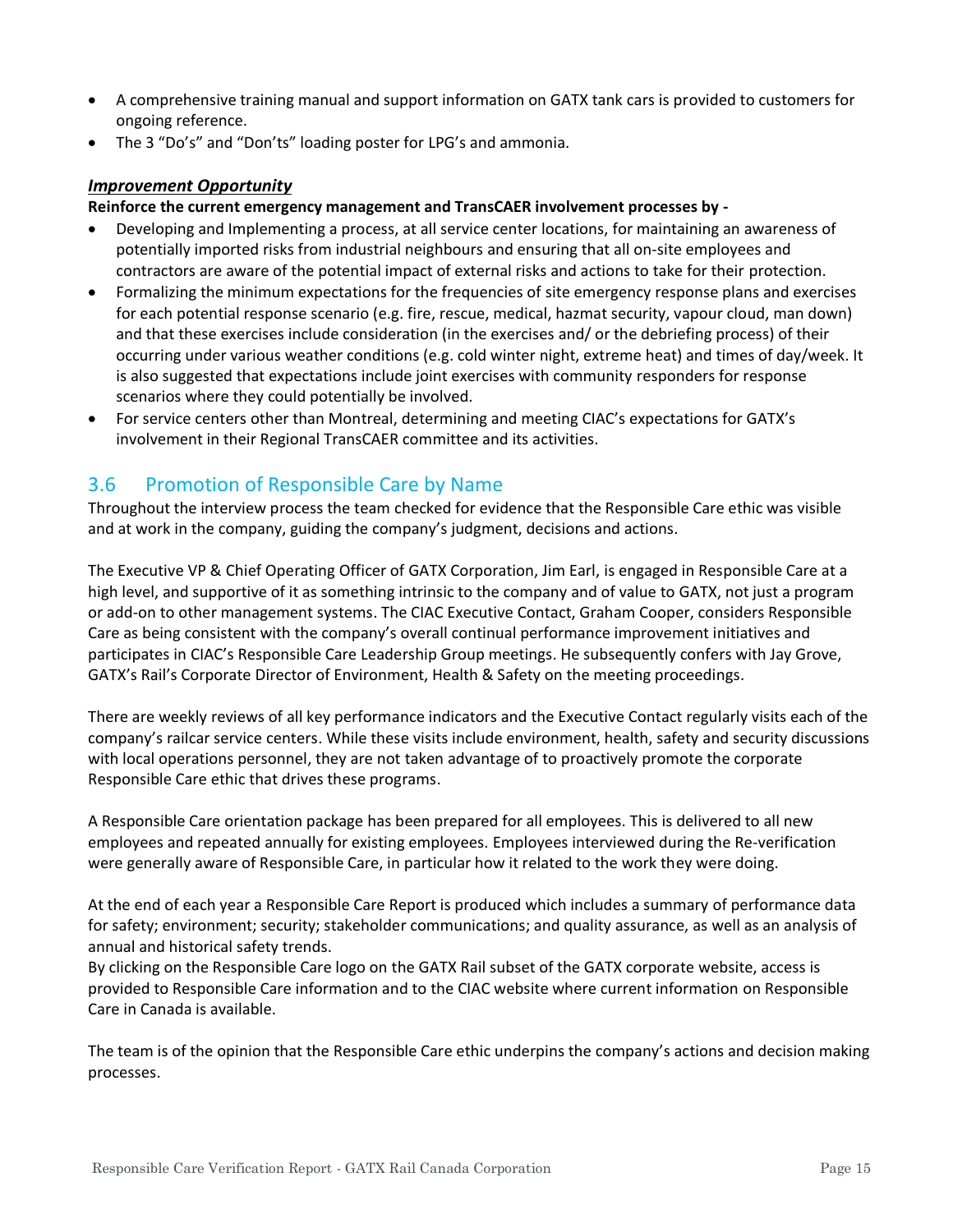- A comprehensive training manual and support information on GATX tank cars is provided to customers for ongoing reference.
- The 3 "Do's" and "Don'ts" loading poster for LPG's and ammonia.

***Improvement Opportunity***

**Reinforce the current emergency management and TransCAER involvement processes by -**

- Developing and Implementing a process, at all service center locations, for maintaining an awareness of potentially imported risks from industrial neighbours and ensuring that all on-site employees and contractors are aware of the potential impact of external risks and actions to take for their protection.
- Formalizing the minimum expectations for the frequencies of site emergency response plans and exercises for each potential response scenario (e.g. fire, rescue, medical, hazmat security, vapour cloud, man down) and that these exercises include consideration (in the exercises and/ or the debriefing process) of their occurring under various weather conditions (e.g. cold winter night, extreme heat) and times of day/week. It is also suggested that expectations include joint exercises with community responders for response scenarios where they could potentially be involved.
- For service centers other than Montreal, determining and meeting CIAC's expectations for GATX's involvement in their Regional TransCAER committee and its activities.

## 3.6 Promotion of Responsible Care by Name

Throughout the interview process the team checked for evidence that the Responsible Care ethic was visible and at work in the company, guiding the company's judgment, decisions and actions.

The Executive VP & Chief Operating Officer of GATX Corporation, Jim Earl, is engaged in Responsible Care at a high level, and supportive of it as something intrinsic to the company and of value to GATX, not just a program or add-on to other management systems. The CIAC Executive Contact, Graham Cooper, considers Responsible Care as being consistent with the company's overall continual performance improvement initiatives and participates in CIAC's Responsible Care Leadership Group meetings. He subsequently confers with Jay Grove, GATX's Rail's Corporate Director of Environment, Health & Safety on the meeting proceedings.

There are weekly reviews of all key performance indicators and the Executive Contact regularly visits each of the company's railcar service centers. While these visits include environment, health, safety and security discussions with local operations personnel, they are not taken advantage of to proactively promote the corporate Responsible Care ethic that drives these programs.

A Responsible Care orientation package has been prepared for all employees. This is delivered to all new employees and repeated annually for existing employees. Employees interviewed during the Re-verification were generally aware of Responsible Care, in particular how it related to the work they were doing.

At the end of each year a Responsible Care Report is produced which includes a summary of performance data for safety; environment; security; stakeholder communications; and quality assurance, as well as an analysis of annual and historical safety trends.
By clicking on the Responsible Care logo on the GATX Rail subset of the GATX corporate website, access is provided to Responsible Care information and to the CIAC website where current information on Responsible Care in Canada is available.

The team is of the opinion that the Responsible Care ethic underpins the company's actions and decision making processes.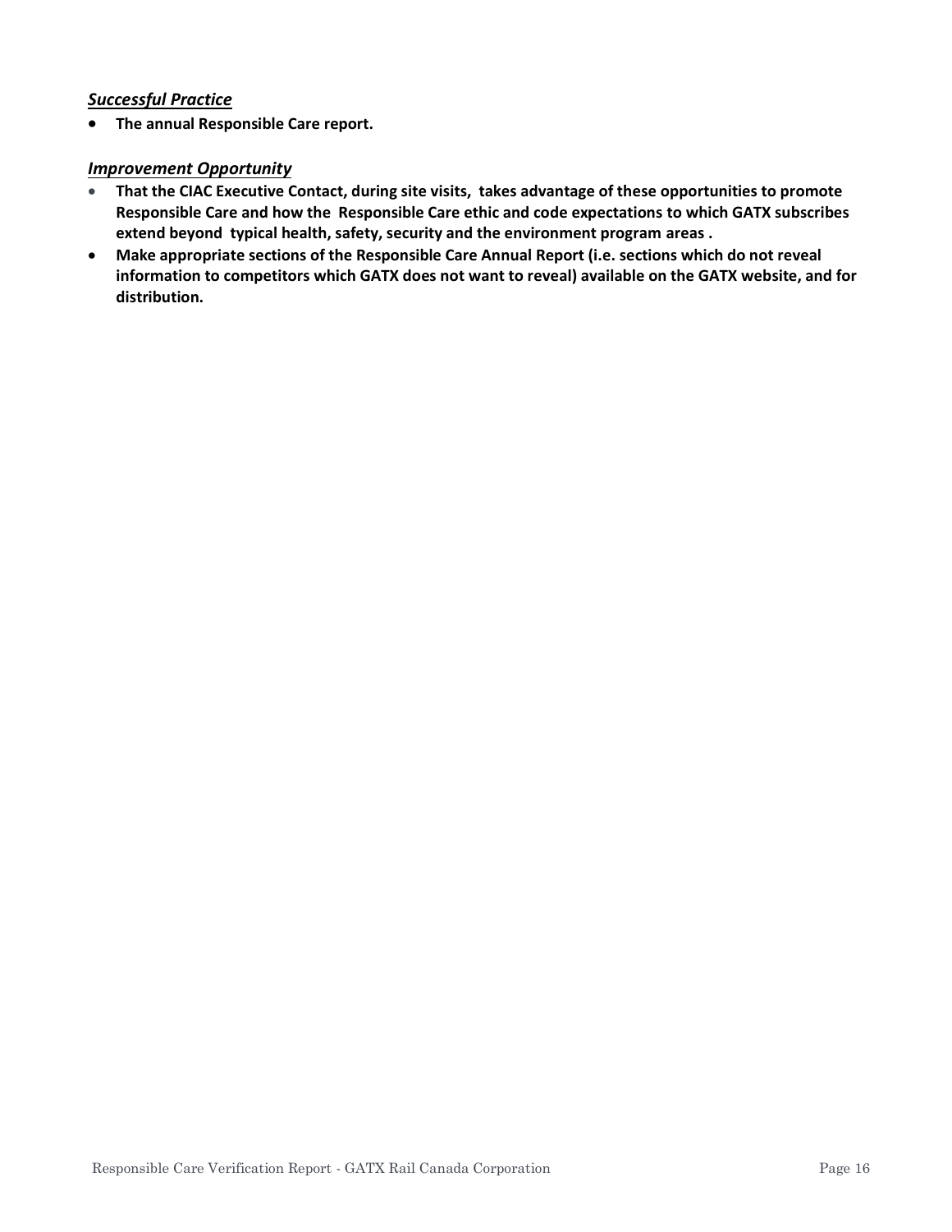***Successful Practice***

- **The annual Responsible Care report.**

***Improvement Opportunity***

- **That the CIAC Executive Contact, during site visits, takes advantage of these opportunities to promote Responsible Care and how the Responsible Care ethic and code expectations to which GATX subscribes extend beyond typical health, safety, security and the environment program areas .**
- **Make appropriate sections of the Responsible Care Annual Report (i.e. sections which do not reveal information to competitors which GATX does not want to reveal) available on the GATX website, and for distribution.**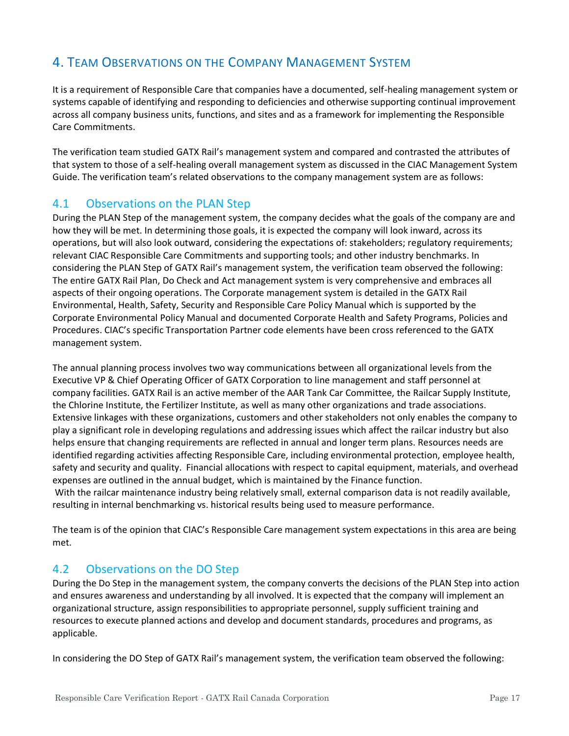## 4. Team Observations on the Company Management System

It is a requirement of Responsible Care that companies have a documented, self-healing management system or systems capable of identifying and responding to deficiencies and otherwise supporting continual improvement across all company business units, functions, and sites and as a framework for implementing the Responsible Care Commitments.

The verification team studied GATX Rail's management system and compared and contrasted the attributes of that system to those of a self-healing overall management system as discussed in the CIAC Management System Guide. The verification team's related observations to the company management system are as follows:

### 4.1 Observations on the PLAN Step

During the PLAN Step of the management system, the company decides what the goals of the company are and how they will be met. In determining those goals, it is expected the company will look inward, across its operations, but will also look outward, considering the expectations of: stakeholders; regulatory requirements; relevant CIAC Responsible Care Commitments and supporting tools; and other industry benchmarks. In considering the PLAN Step of GATX Rail's management system, the verification team observed the following: The entire GATX Rail Plan, Do Check and Act management system is very comprehensive and embraces all aspects of their ongoing operations. The Corporate management system is detailed in the GATX Rail Environmental, Health, Safety, Security and Responsible Care Policy Manual which is supported by the Corporate Environmental Policy Manual and documented Corporate Health and Safety Programs, Policies and Procedures. CIAC's specific Transportation Partner code elements have been cross referenced to the GATX management system.

The annual planning process involves two way communications between all organizational levels from the Executive VP & Chief Operating Officer of GATX Corporation to line management and staff personnel at company facilities. GATX Rail is an active member of the AAR Tank Car Committee, the Railcar Supply Institute, the Chlorine Institute, the Fertilizer Institute, as well as many other organizations and trade associations. Extensive linkages with these organizations, customers and other stakeholders not only enables the company to play a significant role in developing regulations and addressing issues which affect the railcar industry but also helps ensure that changing requirements are reflected in annual and longer term plans. Resources needs are identified regarding activities affecting Responsible Care, including environmental protection, employee health, safety and security and quality. Financial allocations with respect to capital equipment, materials, and overhead expenses are outlined in the annual budget, which is maintained by the Finance function.
With the railcar maintenance industry being relatively small, external comparison data is not readily available, resulting in internal benchmarking vs. historical results being used to measure performance.

The team is of the opinion that CIAC's Responsible Care management system expectations in this area are being met.

### 4.2 Observations on the DO Step

During the Do Step in the management system, the company converts the decisions of the PLAN Step into action and ensures awareness and understanding by all involved. It is expected that the company will implement an organizational structure, assign responsibilities to appropriate personnel, supply sufficient training and resources to execute planned actions and develop and document standards, procedures and programs, as applicable.

In considering the DO Step of GATX Rail's management system, the verification team observed the following: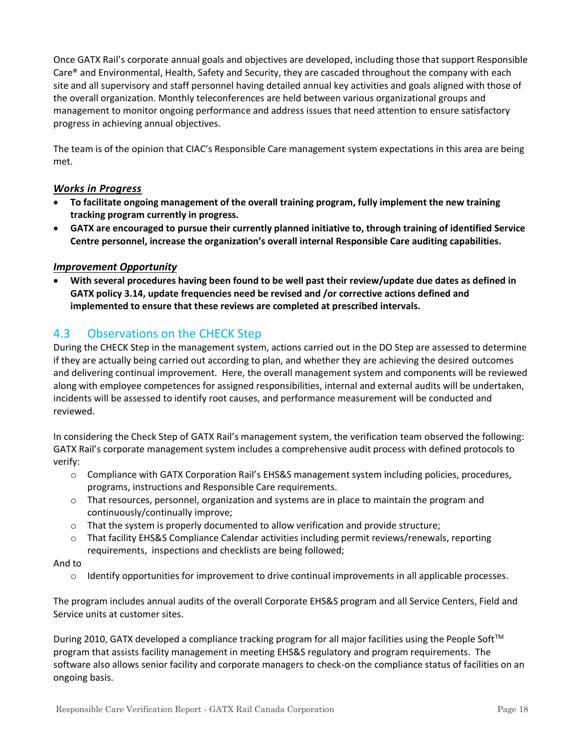Once GATX Rail's corporate annual goals and objectives are developed, including those that support Responsible Care® and Environmental, Health, Safety and Security, they are cascaded throughout the company with each site and all supervisory and staff personnel having detailed annual key activities and goals aligned with those of the overall organization. Monthly teleconferences are held between various organizational groups and management to monitor ongoing performance and address issues that need attention to ensure satisfactory progress in achieving annual objectives.

The team is of the opinion that CIAC's Responsible Care management system expectations in this area are being met.

***Works in Progress***

- **To facilitate ongoing management of the overall training program, fully implement the new training tracking program currently in progress.**
- **GATX are encouraged to pursue their currently planned initiative to, through training of identified Service Centre personnel, increase the organization's overall internal Responsible Care auditing capabilities.**

***Improvement Opportunity***

- **With several procedures having been found to be well past their review/update due dates as defined in GATX policy 3.14, update frequencies need be revised and /or corrective actions defined and implemented to ensure that these reviews are completed at prescribed intervals.**

## 4.3 Observations on the CHECK Step

During the CHECK Step in the management system, actions carried out in the DO Step are assessed to determine if they are actually being carried out according to plan, and whether they are achieving the desired outcomes and delivering continual improvement. Here, the overall management system and components will be reviewed along with employee competences for assigned responsibilities, internal and external audits will be undertaken, incidents will be assessed to identify root causes, and performance measurement will be conducted and reviewed.

In considering the Check Step of GATX Rail's management system, the verification team observed the following: GATX Rail's corporate management system includes a comprehensive audit process with defined protocols to verify:

- Compliance with GATX Corporation Rail's EHS&S management system including policies, procedures, programs, instructions and Responsible Care requirements.
- That resources, personnel, organization and systems are in place to maintain the program and continuously/continually improve;
- That the system is properly documented to allow verification and provide structure;
- That facility EHS&S Compliance Calendar activities including permit reviews/renewals, reporting requirements, inspections and checklists are being followed;

And to

- Identify opportunities for improvement to drive continual improvements in all applicable processes.

The program includes annual audits of the overall Corporate EHS&S program and all Service Centers, Field and Service units at customer sites.

During 2010, GATX developed a compliance tracking program for all major facilities using the People Soft™ program that assists facility management in meeting EHS&S regulatory and program requirements. The software also allows senior facility and corporate managers to check-on the compliance status of facilities on an ongoing basis.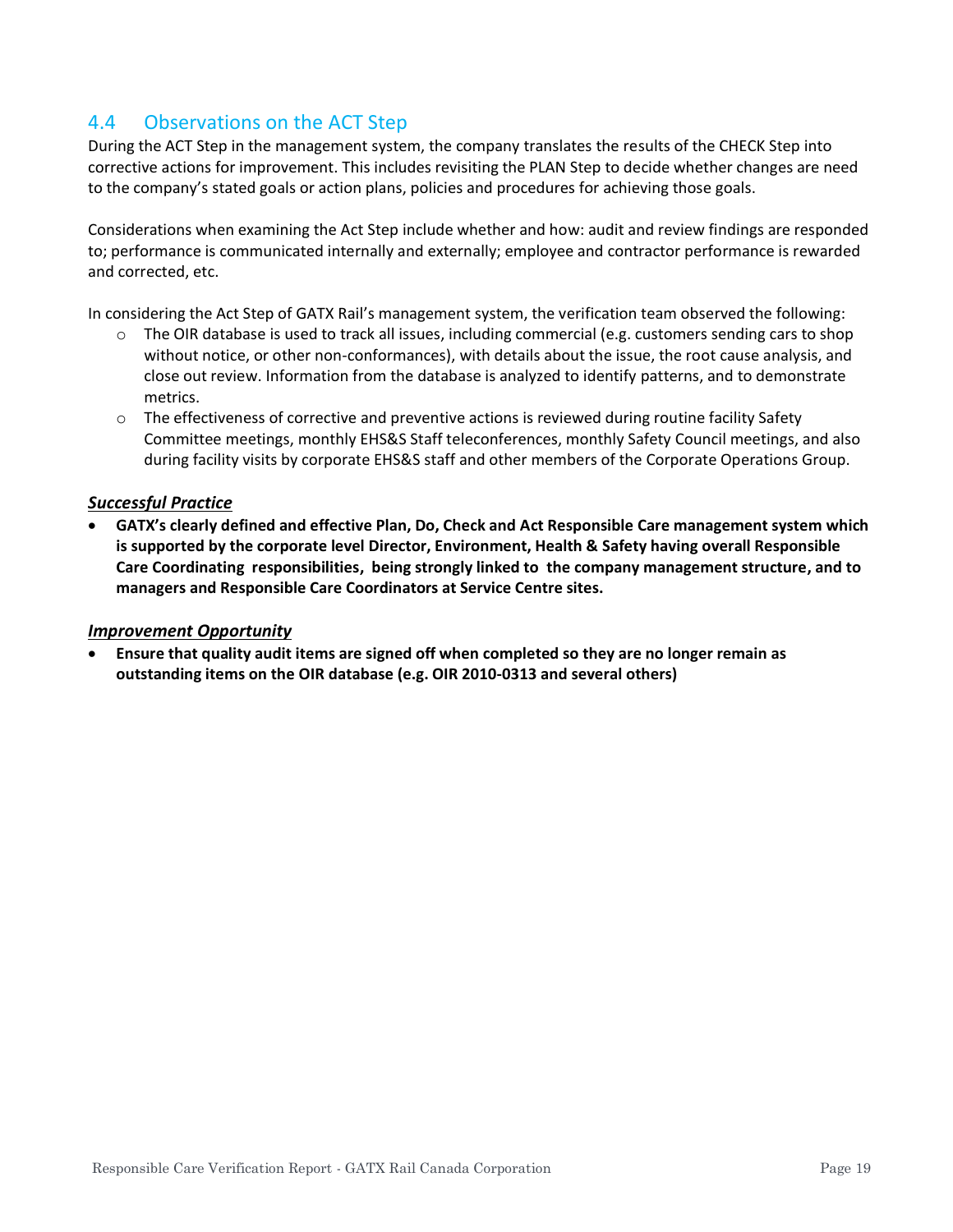## 4.4 Observations on the ACT Step

During the ACT Step in the management system, the company translates the results of the CHECK Step into corrective actions for improvement. This includes revisiting the PLAN Step to decide whether changes are need to the company's stated goals or action plans, policies and procedures for achieving those goals.

Considerations when examining the Act Step include whether and how: audit and review findings are responded to; performance is communicated internally and externally; employee and contractor performance is rewarded and corrected, etc.

In considering the Act Step of GATX Rail's management system, the verification team observed the following:

- The OIR database is used to track all issues, including commercial (e.g. customers sending cars to shop without notice, or other non-conformances), with details about the issue, the root cause analysis, and close out review. Information from the database is analyzed to identify patterns, and to demonstrate metrics.
- The effectiveness of corrective and preventive actions is reviewed during routine facility Safety Committee meetings, monthly EHS&S Staff teleconferences, monthly Safety Council meetings, and also during facility visits by corporate EHS&S staff and other members of the Corporate Operations Group.

***Successful Practice***

- **GATX's clearly defined and effective Plan, Do, Check and Act Responsible Care management system which is supported by the corporate level Director, Environment, Health & Safety having overall Responsible Care Coordinating responsibilities, being strongly linked to the company management structure, and to managers and Responsible Care Coordinators at Service Centre sites.**

***Improvement Opportunity***

- **Ensure that quality audit items are signed off when completed so they are no longer remain as outstanding items on the OIR database (e.g. OIR 2010-0313 and several others)**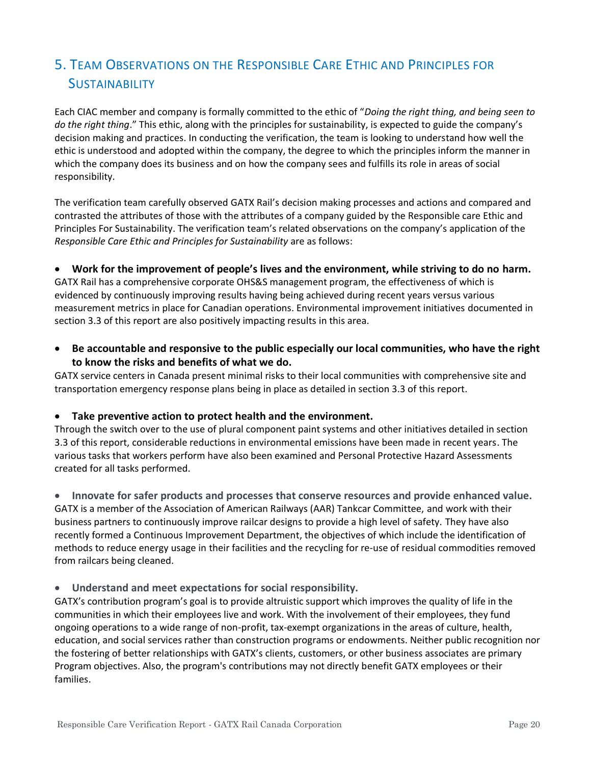# 5. Team Observations on the Responsible Care Ethic and Principles for Sustainability

Each CIAC member and company is formally committed to the ethic of "*Doing the right thing, and being seen to do the right thing*." This ethic, along with the principles for sustainability, is expected to guide the company's decision making and practices. In conducting the verification, the team is looking to understand how well the ethic is understood and adopted within the company, the degree to which the principles inform the manner in which the company does its business and on how the company sees and fulfills its role in areas of social responsibility.

The verification team carefully observed GATX Rail's decision making processes and actions and compared and contrasted the attributes of those with the attributes of a company guided by the Responsible care Ethic and Principles For Sustainability. The verification team's related observations on the company's application of the *Responsible Care Ethic and Principles for Sustainability* are as follows:

- **Work for the improvement of people's lives and the environment, while striving to do no harm.**

GATX Rail has a comprehensive corporate OHS&S management program, the effectiveness of which is evidenced by continuously improving results having being achieved during recent years versus various measurement metrics in place for Canadian operations. Environmental improvement initiatives documented in section 3.3 of this report are also positively impacting results in this area.

- **Be accountable and responsive to the public especially our local communities, who have the right to know the risks and benefits of what we do.**

GATX service centers in Canada present minimal risks to their local communities with comprehensive site and transportation emergency response plans being in place as detailed in section 3.3 of this report.

- **Take preventive action to protect health and the environment.**

Through the switch over to the use of plural component paint systems and other initiatives detailed in section 3.3 of this report, considerable reductions in environmental emissions have been made in recent years. The various tasks that workers perform have also been examined and Personal Protective Hazard Assessments created for all tasks performed.

- **Innovate for safer products and processes that conserve resources and provide enhanced value.**

GATX is a member of the Association of American Railways (AAR) Tankcar Committee, and work with their business partners to continuously improve railcar designs to provide a high level of safety. They have also recently formed a Continuous Improvement Department, the objectives of which include the identification of methods to reduce energy usage in their facilities and the recycling for re-use of residual commodities removed from railcars being cleaned.

- **Understand and meet expectations for social responsibility.**

GATX's contribution program's goal is to provide altruistic support which improves the quality of life in the communities in which their employees live and work. With the involvement of their employees, they fund ongoing operations to a wide range of non-profit, tax-exempt organizations in the areas of culture, health, education, and social services rather than construction programs or endowments. Neither public recognition nor the fostering of better relationships with GATX's clients, customers, or other business associates are primary Program objectives. Also, the program's contributions may not directly benefit GATX employees or their families.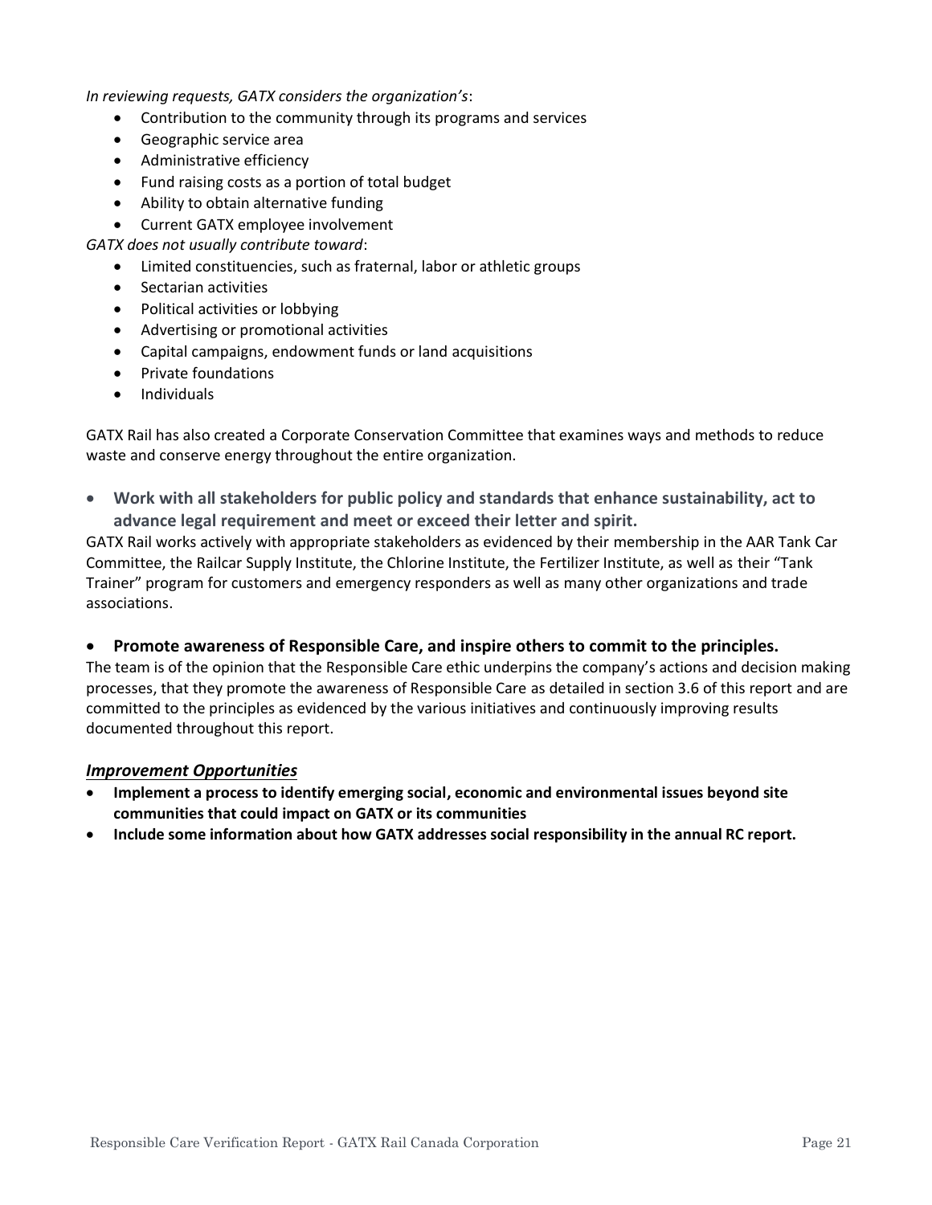*In reviewing requests, GATX considers the organization's*:

- Contribution to the community through its programs and services
- Geographic service area
- Administrative efficiency
- Fund raising costs as a portion of total budget
- Ability to obtain alternative funding
- Current GATX employee involvement

*GATX does not usually contribute toward*:

- Limited constituencies, such as fraternal, labor or athletic groups
- Sectarian activities
- Political activities or lobbying
- Advertising or promotional activities
- Capital campaigns, endowment funds or land acquisitions
- Private foundations
- Individuals

GATX Rail has also created a Corporate Conservation Committee that examines ways and methods to reduce waste and conserve energy throughout the entire organization.

- **Work with all stakeholders for public policy and standards that enhance sustainability, act to advance legal requirement and meet or exceed their letter and spirit.**

GATX Rail works actively with appropriate stakeholders as evidenced by their membership in the AAR Tank Car Committee, the Railcar Supply Institute, the Chlorine Institute, the Fertilizer Institute, as well as their "Tank Trainer" program for customers and emergency responders as well as many other organizations and trade associations.

- **Promote awareness of Responsible Care, and inspire others to commit to the principles.**

The team is of the opinion that the Responsible Care ethic underpins the company's actions and decision making processes, that they promote the awareness of Responsible Care as detailed in section 3.6 of this report and are committed to the principles as evidenced by the various initiatives and continuously improving results documented throughout this report.

***Improvement Opportunities***

- **Implement a process to identify emerging social, economic and environmental issues beyond site communities that could impact on GATX or its communities**
- **Include some information about how GATX addresses social responsibility in the annual RC report.**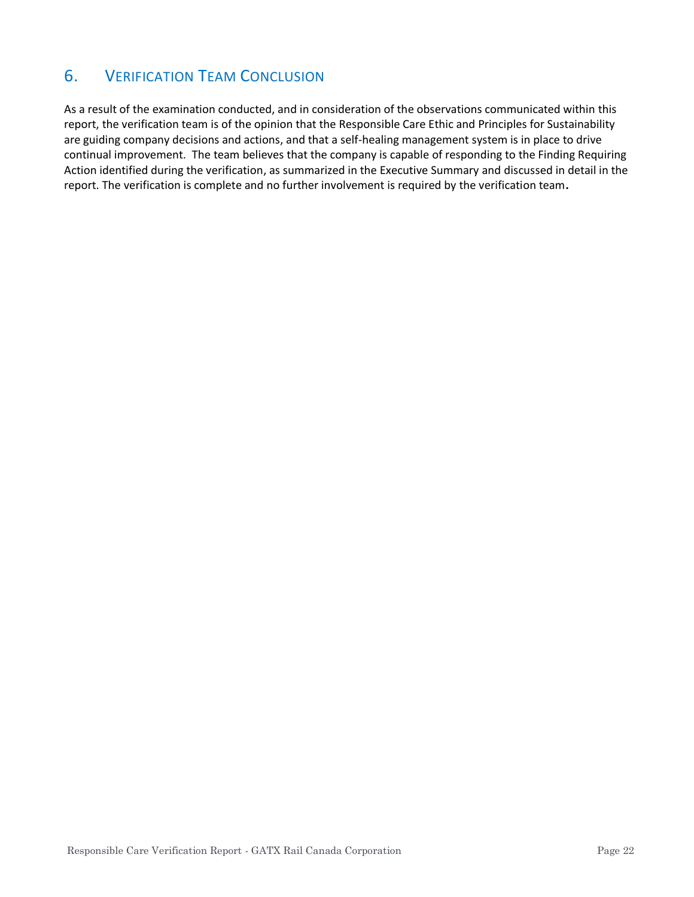## 6. VERIFICATION TEAM CONCLUSION

As a result of the examination conducted, and in consideration of the observations communicated within this report, the verification team is of the opinion that the Responsible Care Ethic and Principles for Sustainability are guiding company decisions and actions, and that a self-healing management system is in place to drive continual improvement. The team believes that the company is capable of responding to the Finding Requiring Action identified during the verification, as summarized in the Executive Summary and discussed in detail in the report. The verification is complete and no further involvement is required by the verification team.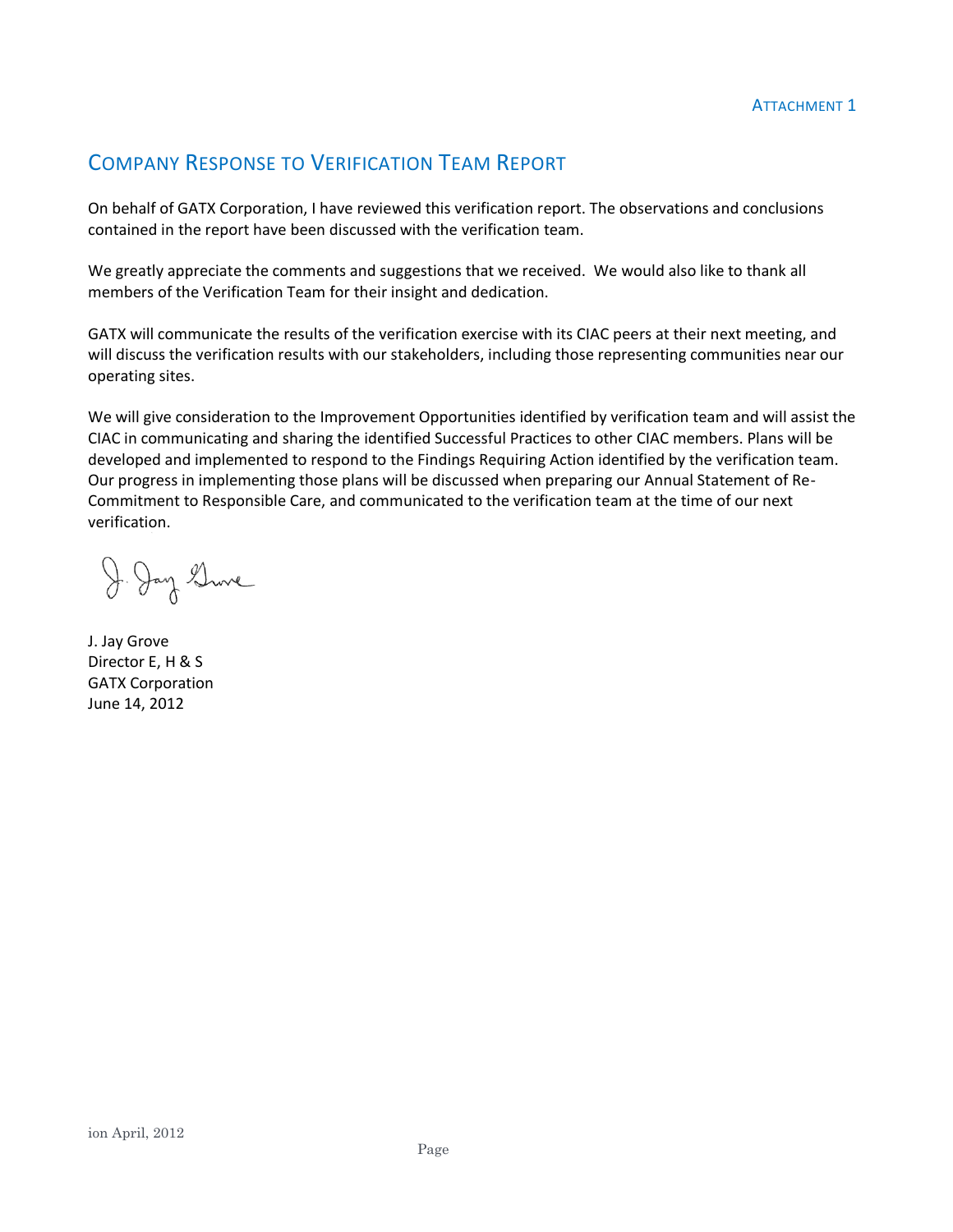ATTACHMENT 1

## COMPANY RESPONSE TO VERIFICATION TEAM REPORT

On behalf of GATX Corporation, I have reviewed this verification report. The observations and conclusions contained in the report have been discussed with the verification team.

We greatly appreciate the comments and suggestions that we received. We would also like to thank all members of the Verification Team for their insight and dedication.

GATX will communicate the results of the verification exercise with its CIAC peers at their next meeting, and will discuss the verification results with our stakeholders, including those representing communities near our operating sites.

We will give consideration to the Improvement Opportunities identified by verification team and will assist the CIAC in communicating and sharing the identified Successful Practices to other CIAC members. Plans will be developed and implemented to respond to the Findings Requiring Action identified by the verification team. Our progress in implementing those plans will be discussed when preparing our Annual Statement of Re-Commitment to Responsible Care, and communicated to the verification team at the time of our next verification.

J. Jay Grove
Director E, H & S
GATX Corporation
June 14, 2012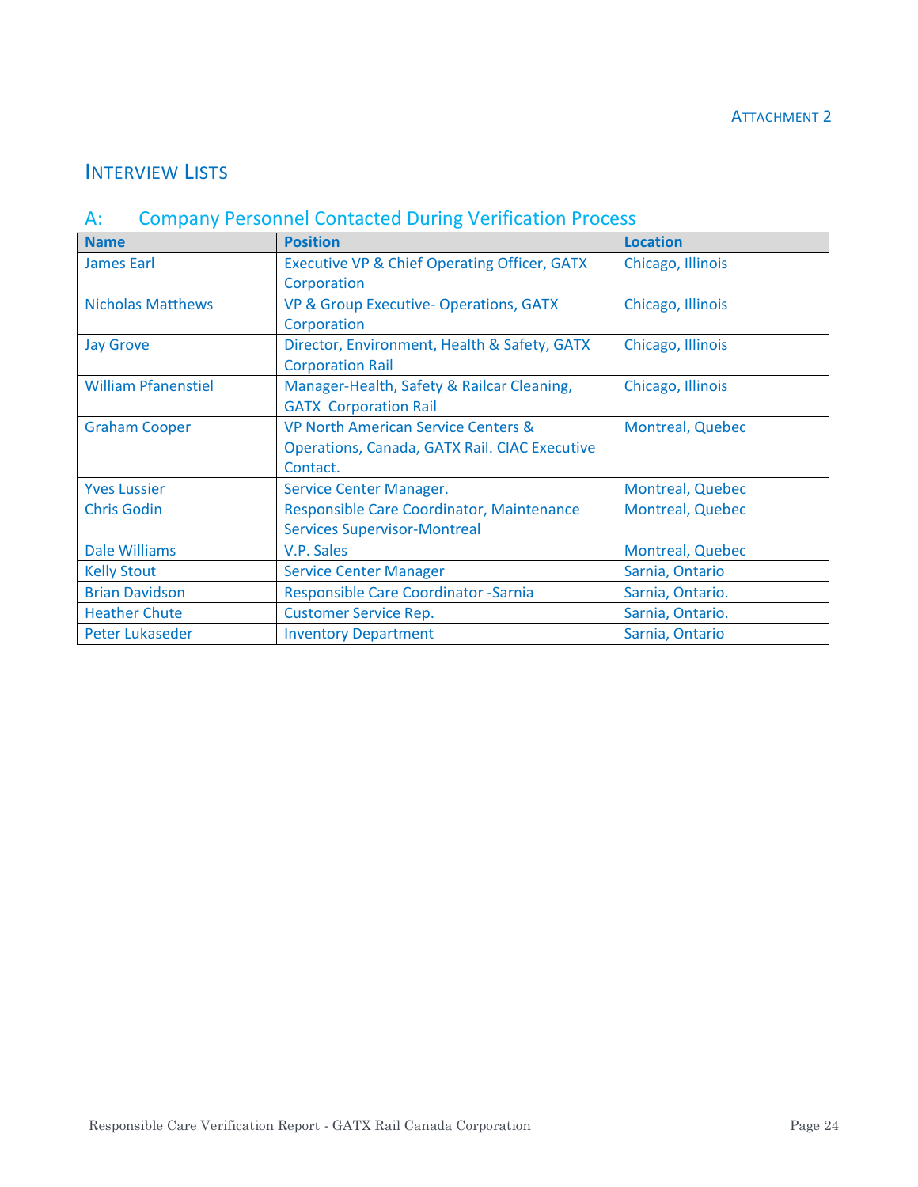ATTACHMENT 2

# INTERVIEW LISTS

## A: Company Personnel Contacted During Verification Process

| Name | Position | Location |
|---|---|---|
| James Earl | Executive VP & Chief Operating Officer, GATX Corporation | Chicago, Illinois |
| Nicholas Matthews | VP & Group Executive- Operations, GATX Corporation | Chicago, Illinois |
| Jay Grove | Director, Environment, Health & Safety, GATX Corporation Rail | Chicago, Illinois |
| William Pfanenstiel | Manager-Health, Safety & Railcar Cleaning, GATX Corporation Rail | Chicago, Illinois |
| Graham Cooper | VP North American Service Centers & Operations, Canada, GATX Rail. CIAC Executive Contact. | Montreal, Quebec |
| Yves Lussier | Service Center Manager. | Montreal, Quebec |
| Chris Godin | Responsible Care Coordinator, Maintenance Services Supervisor-Montreal | Montreal, Quebec |
| Dale Williams | V.P. Sales | Montreal, Quebec |
| Kelly Stout | Service Center Manager | Sarnia, Ontario |
| Brian Davidson | Responsible Care Coordinator -Sarnia | Sarnia, Ontario. |
| Heather Chute | Customer Service Rep. | Sarnia, Ontario. |
| Peter Lukaseder | Inventory Department | Sarnia, Ontario |